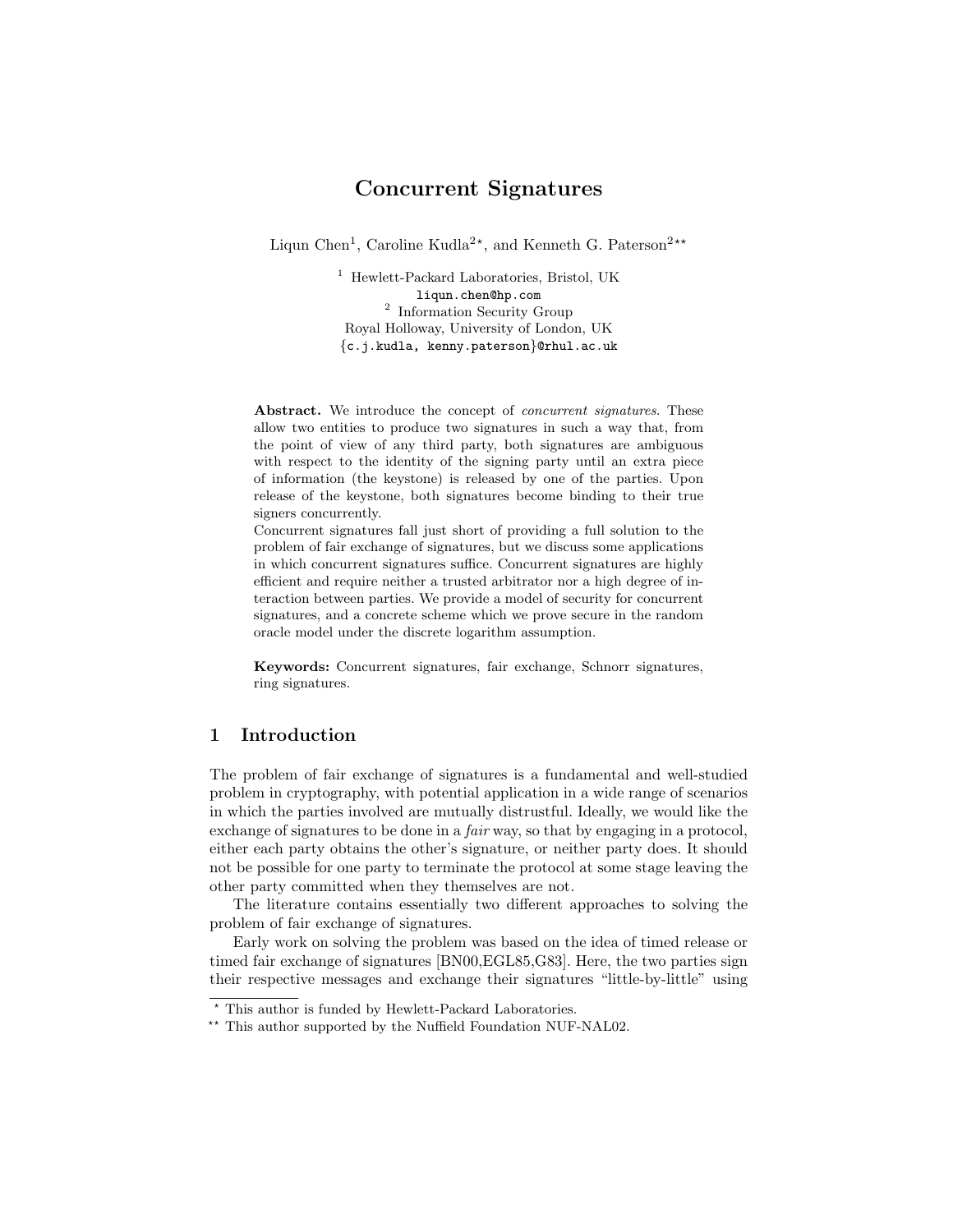# Concurrent Signatures

Liqun Chen[1], Caroline Kudla[2⋆], and Kenneth G. Paterson[2⋆⋆]

[1] Hewlett-Packard Laboratories, Bristol, UK
liqun.chen@hp.com

[2] Information Security Group
Royal Holloway, University of London, UK
{c.j.kudla, kenny.paterson}@rhul.ac.uk

**Abstract.** We introduce the concept of *concurrent signatures*. These allow two entities to produce two signatures in such a way that, from the point of view of any third party, both signatures are ambiguous with respect to the identity of the signing party until an extra piece of information (the keystone) is released by one of the parties. Upon release of the keystone, both signatures become binding to their true signers concurrently.

Concurrent signatures fall just short of providing a full solution to the problem of fair exchange of signatures, but we discuss some applications in which concurrent signatures suffice. Concurrent signatures are highly efficient and require neither a trusted arbitrator nor a high degree of interaction between parties. We provide a model of security for concurrent signatures, and a concrete scheme which we prove secure in the random oracle model under the discrete logarithm assumption.

**Keywords:** Concurrent signatures, fair exchange, Schnorr signatures, ring signatures.

## 1 Introduction

The problem of fair exchange of signatures is a fundamental and well-studied problem in cryptography, with potential application in a wide range of scenarios in which the parties involved are mutually distrustful. Ideally, we would like the exchange of signatures to be done in a *fair* way, so that by engaging in a protocol, either each party obtains the other's signature, or neither party does. It should not be possible for one party to terminate the protocol at some stage leaving the other party committed when they themselves are not.

The literature contains essentially two different approaches to solving the problem of fair exchange of signatures.

Early work on solving the problem was based on the idea of timed release or timed fair exchange of signatures [BN00,EGL85,G83]. Here, the two parties sign their respective messages and exchange their signatures "little-by-little" using

⋆ This author is funded by Hewlett-Packard Laboratories.

⋆⋆ This author supported by the Nuffield Foundation NUF-NAL02.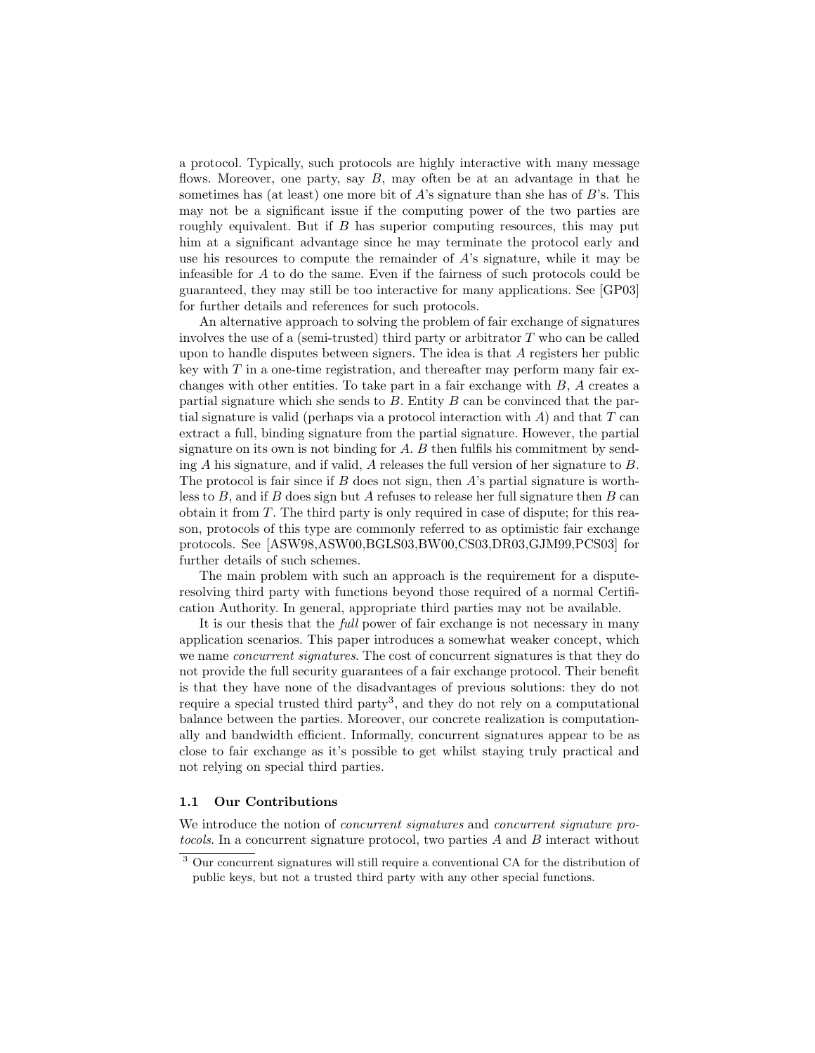a protocol. Typically, such protocols are highly interactive with many message flows. Moreover, one party, say $B$, may often be at an advantage in that he sometimes has (at least) one more bit of $A$'s signature than she has of $B$'s. This may not be a significant issue if the computing power of the two parties are roughly equivalent. But if $B$ has superior computing resources, this may put him at a significant advantage since he may terminate the protocol early and use his resources to compute the remainder of $A$'s signature, while it may be infeasible for $A$ to do the same. Even if the fairness of such protocols could be guaranteed, they may still be too interactive for many applications. See [GP03] for further details and references for such protocols.

An alternative approach to solving the problem of fair exchange of signatures involves the use of a (semi-trusted) third party or arbitrator $T$ who can be called upon to handle disputes between signers. The idea is that $A$ registers her public key with $T$ in a one-time registration, and thereafter may perform many fair exchanges with other entities. To take part in a fair exchange with $B$, $A$ creates a partial signature which she sends to $B$. Entity $B$ can be convinced that the partial signature is valid (perhaps via a protocol interaction with $A$) and that $T$ can extract a full, binding signature from the partial signature. However, the partial signature on its own is not binding for $A$. $B$ then fulfils his commitment by sending $A$ his signature, and if valid, $A$ releases the full version of her signature to $B$. The protocol is fair since if $B$ does not sign, then $A$'s partial signature is worthless to $B$, and if $B$ does sign but $A$ refuses to release her full signature then $B$ can obtain it from $T$. The third party is only required in case of dispute; for this reason, protocols of this type are commonly referred to as optimistic fair exchange protocols. See [ASW98,ASW00,BGLS03,BW00,CS03,DR03,GJM99,PCS03] for further details of such schemes.

The main problem with such an approach is the requirement for a dispute-resolving third party with functions beyond those required of a normal Certification Authority. In general, appropriate third parties may not be available.

It is our thesis that the *full* power of fair exchange is not necessary in many application scenarios. This paper introduces a somewhat weaker concept, which we name *concurrent signatures*. The cost of concurrent signatures is that they do not provide the full security guarantees of a fair exchange protocol. Their benefit is that they have none of the disadvantages of previous solutions: they do not require a special trusted third party[3], and they do not rely on a computational balance between the parties. Moreover, our concrete realization is computationally and bandwidth efficient. Informally, concurrent signatures appear to be as close to fair exchange as it's possible to get whilst staying truly practical and not relying on special third parties.

### 1.1 Our Contributions

We introduce the notion of *concurrent signatures* and *concurrent signature protocols*. In a concurrent signature protocol, two parties $A$ and $B$ interact without

[3] Our concurrent signatures will still require a conventional CA for the distribution of public keys, but not a trusted third party with any other special functions.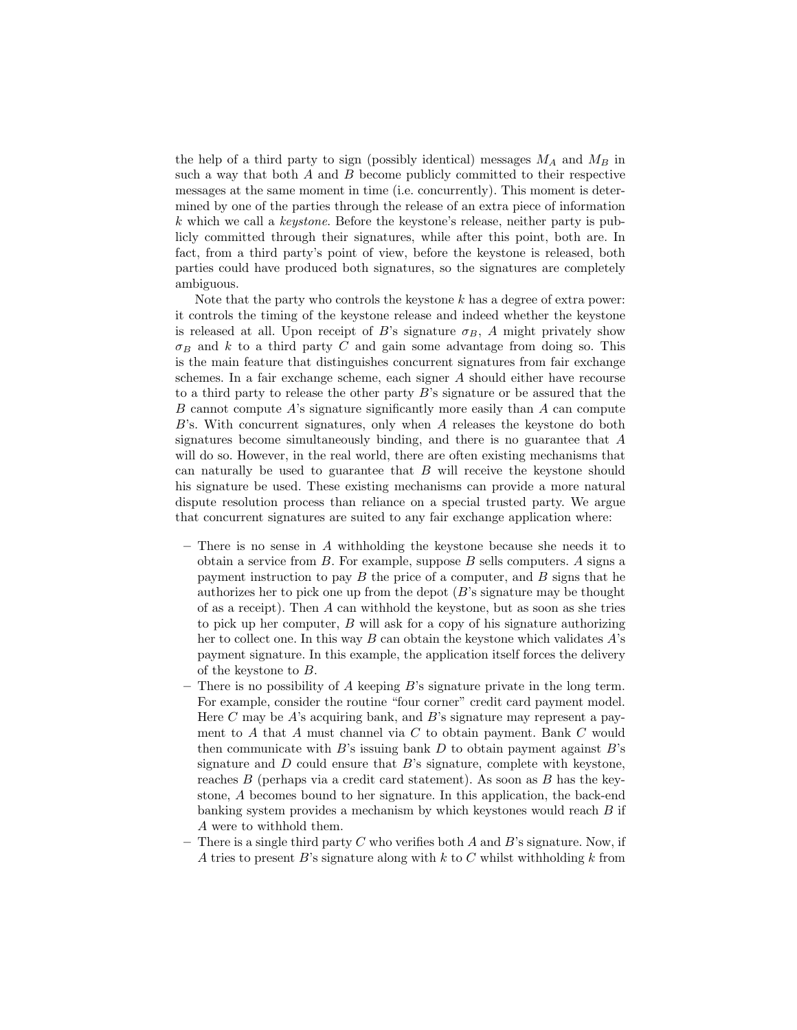the help of a third party to sign (possibly identical) messages $M_A$ and $M_B$ in such a way that both $A$ and $B$ become publicly committed to their respective messages at the same moment in time (i.e. concurrently). This moment is determined by one of the parties through the release of an extra piece of information $k$ which we call a *keystone*. Before the keystone's release, neither party is publicly committed through their signatures, while after this point, both are. In fact, from a third party's point of view, before the keystone is released, both parties could have produced both signatures, so the signatures are completely ambiguous.

Note that the party who controls the keystone $k$ has a degree of extra power: it controls the timing of the keystone release and indeed whether the keystone is released at all. Upon receipt of $B$'s signature $\sigma_B$, $A$ might privately show $\sigma_B$ and $k$ to a third party $C$ and gain some advantage from doing so. This is the main feature that distinguishes concurrent signatures from fair exchange schemes. In a fair exchange scheme, each signer $A$ should either have recourse to a third party to release the other party $B$'s signature or be assured that the $B$ cannot compute $A$'s signature significantly more easily than $A$ can compute $B$'s. With concurrent signatures, only when $A$ releases the keystone do both signatures become simultaneously binding, and there is no guarantee that $A$ will do so. However, in the real world, there are often existing mechanisms that can naturally be used to guarantee that $B$ will receive the keystone should his signature be used. These existing mechanisms can provide a more natural dispute resolution process than reliance on a special trusted party. We argue that concurrent signatures are suited to any fair exchange application where:

- There is no sense in $A$ withholding the keystone because she needs it to obtain a service from $B$. For example, suppose $B$ sells computers. $A$ signs a payment instruction to pay $B$ the price of a computer, and $B$ signs that he authorizes her to pick one up from the depot ($B$'s signature may be thought of as a receipt). Then $A$ can withhold the keystone, but as soon as she tries to pick up her computer, $B$ will ask for a copy of his signature authorizing her to collect one. In this way $B$ can obtain the keystone which validates $A$'s payment signature. In this example, the application itself forces the delivery of the keystone to $B$.
- There is no possibility of $A$ keeping $B$'s signature private in the long term. For example, consider the routine "four corner" credit card payment model. Here $C$ may be $A$'s acquiring bank, and $B$'s signature may represent a payment to $A$ that $A$ must channel via $C$ to obtain payment. Bank $C$ would then communicate with $B$'s issuing bank $D$ to obtain payment against $B$'s signature and $D$ could ensure that $B$'s signature, complete with keystone, reaches $B$ (perhaps via a credit card statement). As soon as $B$ has the keystone, $A$ becomes bound to her signature. In this application, the back-end banking system provides a mechanism by which keystones would reach $B$ if $A$ were to withhold them.
- There is a single third party $C$ who verifies both $A$ and $B$'s signature. Now, if $A$ tries to present $B$'s signature along with $k$ to $C$ whilst withholding $k$ from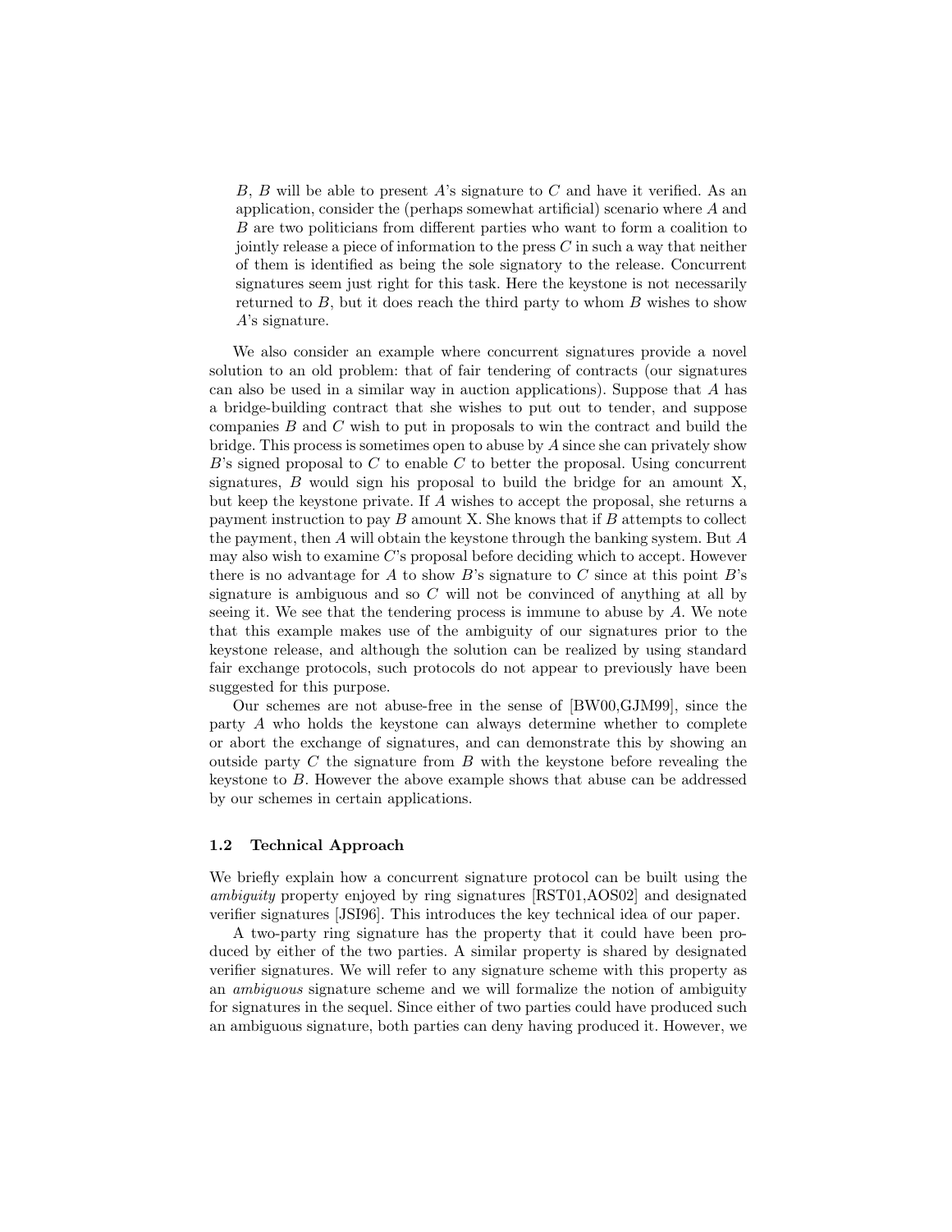$B$, $B$ will be able to present $A$'s signature to $C$ and have it verified. As an application, consider the (perhaps somewhat artificial) scenario where $A$ and $B$ are two politicians from different parties who want to form a coalition to jointly release a piece of information to the press $C$ in such a way that neither of them is identified as being the sole signatory to the release. Concurrent signatures seem just right for this task. Here the keystone is not necessarily returned to $B$, but it does reach the third party to whom $B$ wishes to show $A$'s signature.

We also consider an example where concurrent signatures provide a novel solution to an old problem: that of fair tendering of contracts (our signatures can also be used in a similar way in auction applications). Suppose that $A$ has a bridge-building contract that she wishes to put out to tender, and suppose companies $B$ and $C$ wish to put in proposals to win the contract and build the bridge. This process is sometimes open to abuse by $A$ since she can privately show $B$'s signed proposal to $C$ to enable $C$ to better the proposal. Using concurrent signatures, $B$ would sign his proposal to build the bridge for an amount X, but keep the keystone private. If $A$ wishes to accept the proposal, she returns a payment instruction to pay $B$ amount X. She knows that if $B$ attempts to collect the payment, then $A$ will obtain the keystone through the banking system. But $A$ may also wish to examine $C$'s proposal before deciding which to accept. However there is no advantage for $A$ to show $B$'s signature to $C$ since at this point $B$'s signature is ambiguous and so $C$ will not be convinced of anything at all by seeing it. We see that the tendering process is immune to abuse by $A$. We note that this example makes use of the ambiguity of our signatures prior to the keystone release, and although the solution can be realized by using standard fair exchange protocols, such protocols do not appear to previously have been suggested for this purpose.

Our schemes are not abuse-free in the sense of [BW00,GJM99], since the party $A$ who holds the keystone can always determine whether to complete or abort the exchange of signatures, and can demonstrate this by showing an outside party $C$ the signature from $B$ with the keystone before revealing the keystone to $B$. However the above example shows that abuse can be addressed by our schemes in certain applications.

### 1.2 Technical Approach

We briefly explain how a concurrent signature protocol can be built using the *ambiguity* property enjoyed by ring signatures [RST01,AOS02] and designated verifier signatures [JSI96]. This introduces the key technical idea of our paper.

A two-party ring signature has the property that it could have been produced by either of the two parties. A similar property is shared by designated verifier signatures. We will refer to any signature scheme with this property as an *ambiguous* signature scheme and we will formalize the notion of ambiguity for signatures in the sequel. Since either of two parties could have produced such an ambiguous signature, both parties can deny having produced it. However, we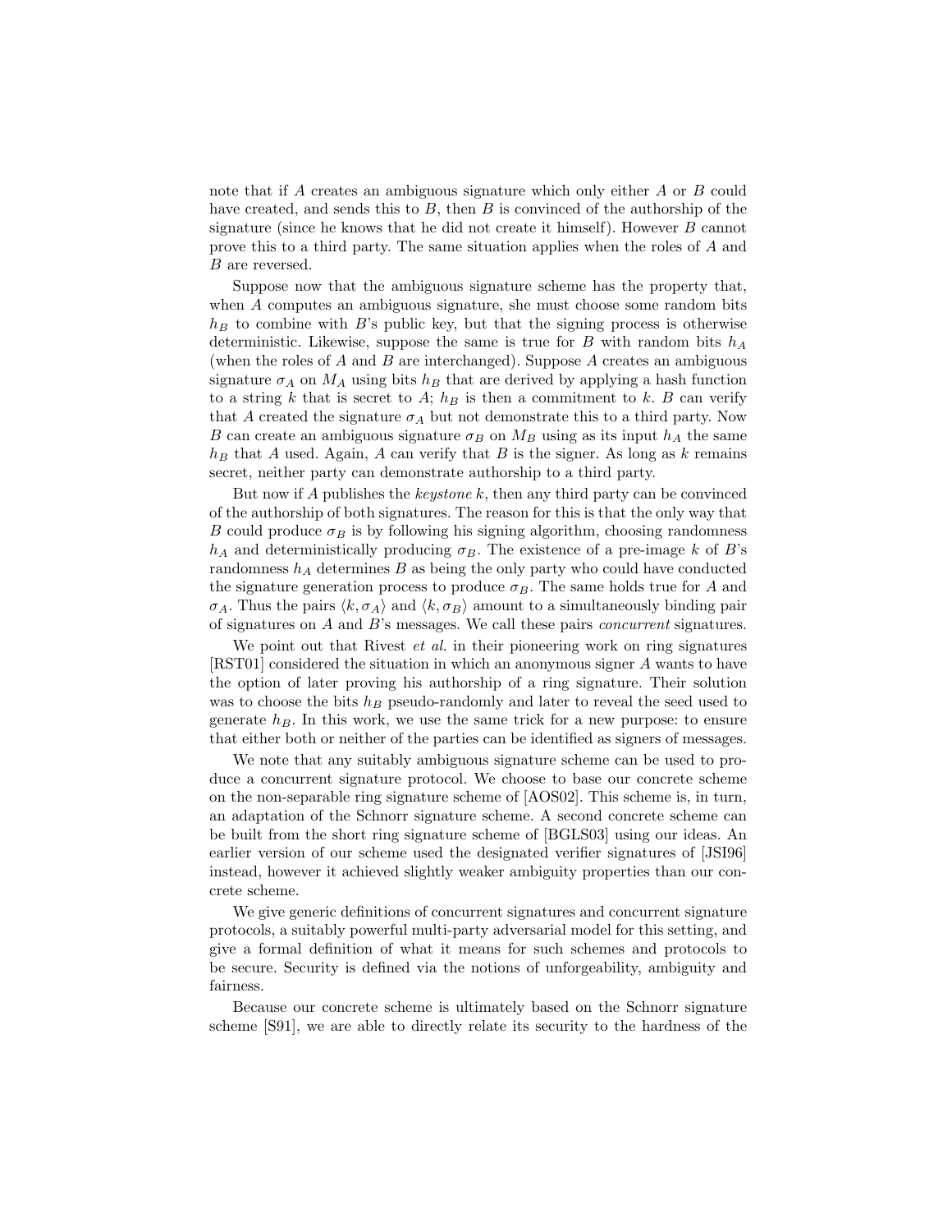note that if $A$ creates an ambiguous signature which only either $A$ or $B$ could have created, and sends this to $B$, then $B$ is convinced of the authorship of the signature (since he knows that he did not create it himself). However $B$ cannot prove this to a third party. The same situation applies when the roles of $A$ and $B$ are reversed.

Suppose now that the ambiguous signature scheme has the property that, when $A$ computes an ambiguous signature, she must choose some random bits $h_B$ to combine with $B$'s public key, but that the signing process is otherwise deterministic. Likewise, suppose the same is true for $B$ with random bits $h_A$ (when the roles of $A$ and $B$ are interchanged). Suppose $A$ creates an ambiguous signature $\sigma_A$ on $M_A$ using bits $h_B$ that are derived by applying a hash function to a string $k$ that is secret to $A$; $h_B$ is then a commitment to $k$. $B$ can verify that $A$ created the signature $\sigma_A$ but not demonstrate this to a third party. Now $B$ can create an ambiguous signature $\sigma_B$ on $M_B$ using as its input $h_A$ the same $h_B$ that $A$ used. Again, $A$ can verify that $B$ is the signer. As long as $k$ remains secret, neither party can demonstrate authorship to a third party.

But now if $A$ publishes the *keystone* $k$, then any third party can be convinced of the authorship of both signatures. The reason for this is that the only way that $B$ could produce $\sigma_B$ is by following his signing algorithm, choosing randomness $h_A$ and deterministically producing $\sigma_B$. The existence of a pre-image $k$ of $B$'s randomness $h_A$ determines $B$ as being the only party who could have conducted the signature generation process to produce $\sigma_B$. The same holds true for $A$ and $\sigma_A$. Thus the pairs $\langle k, \sigma_A \rangle$ and $\langle k, \sigma_B \rangle$ amount to a simultaneously binding pair of signatures on $A$ and $B$'s messages. We call these pairs *concurrent* signatures.

We point out that Rivest *et al.* in their pioneering work on ring signatures [RST01] considered the situation in which an anonymous signer $A$ wants to have the option of later proving his authorship of a ring signature. Their solution was to choose the bits $h_B$ pseudo-randomly and later to reveal the seed used to generate $h_B$. In this work, we use the same trick for a new purpose: to ensure that either both or neither of the parties can be identified as signers of messages.

We note that any suitably ambiguous signature scheme can be used to produce a concurrent signature protocol. We choose to base our concrete scheme on the non-separable ring signature scheme of [AOS02]. This scheme is, in turn, an adaptation of the Schnorr signature scheme. A second concrete scheme can be built from the short ring signature scheme of [BGLS03] using our ideas. An earlier version of our scheme used the designated verifier signatures of [JSI96] instead, however it achieved slightly weaker ambiguity properties than our concrete scheme.

We give generic definitions of concurrent signatures and concurrent signature protocols, a suitably powerful multi-party adversarial model for this setting, and give a formal definition of what it means for such schemes and protocols to be secure. Security is defined via the notions of unforgeability, ambiguity and fairness.

Because our concrete scheme is ultimately based on the Schnorr signature scheme [S91], we are able to directly relate its security to the hardness of the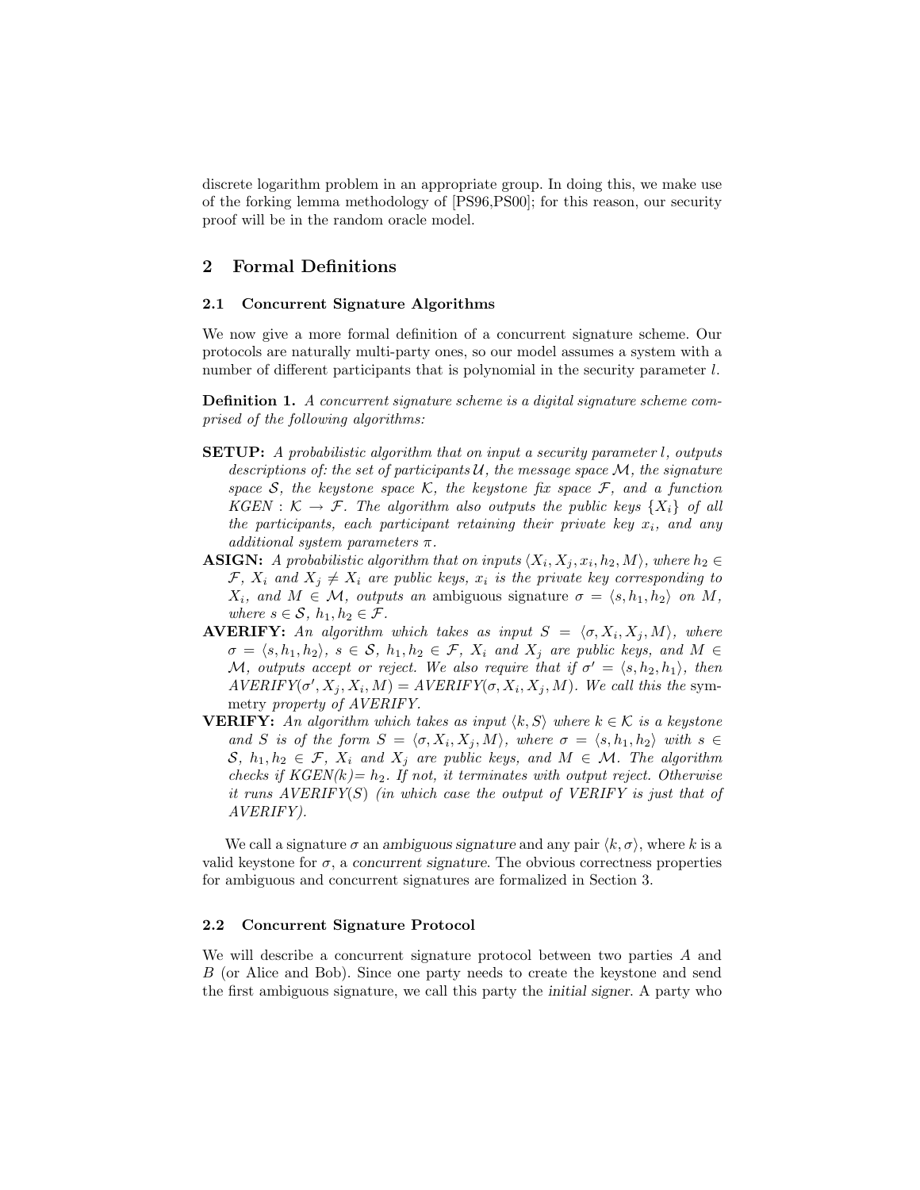discrete logarithm problem in an appropriate group. In doing this, we make use of the forking lemma methodology of [PS96,PS00]; for this reason, our security proof will be in the random oracle model.

## 2 Formal Definitions

### 2.1 Concurrent Signature Algorithms

We now give a more formal definition of a concurrent signature scheme. Our protocols are naturally multi-party ones, so our model assumes a system with a number of different participants that is polynomial in the security parameter $l$.

**Definition 1.** *A concurrent signature scheme is a digital signature scheme comprised of the following algorithms:*

- **SETUP:** *A probabilistic algorithm that on input a security parameter $l$, outputs descriptions of: the set of participants $\mathcal{U}$, the message space $\mathcal{M}$, the signature space $\mathcal{S}$, the keystone space $\mathcal{K}$, the keystone fix space $\mathcal{F}$, and a function $KGEN : \mathcal{K} \to \mathcal{F}$. The algorithm also outputs the public keys $\{X_i\}$ of all the participants, each participant retaining their private key $x_i$, and any additional system parameters $\pi$.*
- **ASIGN:** *A probabilistic algorithm that on inputs $\langle X_i, X_j, x_i, h_2, M\rangle$, where $h_2 \in \mathcal{F}$, $X_i$ and $X_j \neq X_i$ are public keys, $x_i$ is the private key corresponding to $X_i$, and $M \in \mathcal{M}$, outputs an* ambiguous signature *$\sigma = \langle s, h_1, h_2\rangle$ on $M$, where $s \in \mathcal{S}$, $h_1, h_2 \in \mathcal{F}$.*
- **AVERIFY:** *An algorithm which takes as input $S = \langle \sigma, X_i, X_j, M\rangle$, where $\sigma = \langle s, h_1, h_2\rangle$, $s \in \mathcal{S}$, $h_1, h_2 \in \mathcal{F}$, $X_i$ and $X_j$ are public keys, and $M \in \mathcal{M}$, outputs accept or reject. We also require that if $\sigma' = \langle s, h_2, h_1\rangle$, then $AVERIFY(\sigma', X_j, X_i, M) = AVERIFY(\sigma, X_i, X_j, M)$. We call this the* symmetry *property of AVERIFY.*
- **VERIFY:** *An algorithm which takes as input $\langle k, S\rangle$ where $k \in \mathcal{K}$ is a keystone and $S$ is of the form $S = \langle \sigma, X_i, X_j, M\rangle$, where $\sigma = \langle s, h_1, h_2\rangle$ with $s \in \mathcal{S}$, $h_1, h_2 \in \mathcal{F}$, $X_i$ and $X_j$ are public keys, and $M \in \mathcal{M}$. The algorithm checks if $KGEN(k) = h_2$. If not, it terminates with output reject. Otherwise it runs $AVERIFY(S)$ (in which case the output of VERIFY is just that of AVERIFY).*

We call a signature $\sigma$ an *ambiguous signature* and any pair $\langle k, \sigma\rangle$, where $k$ is a valid keystone for $\sigma$, a *concurrent signature*. The obvious correctness properties for ambiguous and concurrent signatures are formalized in Section 3.

### 2.2 Concurrent Signature Protocol

We will describe a concurrent signature protocol between two parties $A$ and $B$ (or Alice and Bob). Since one party needs to create the keystone and send the first ambiguous signature, we call this party the *initial signer*. A party who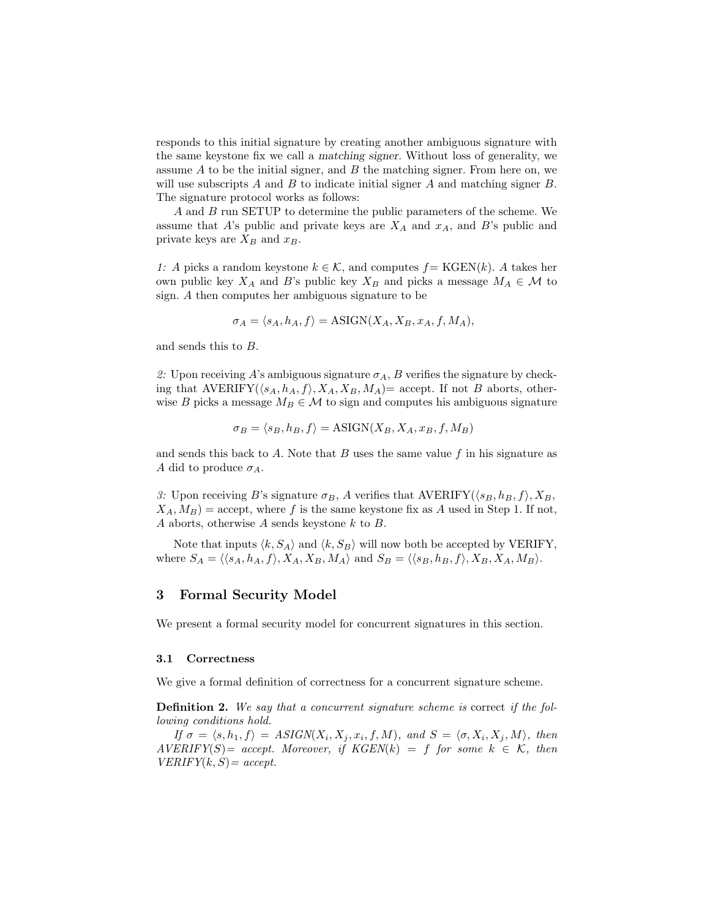responds to this initial signature by creating another ambiguous signature with the same keystone fix we call a *matching signer*. Without loss of generality, we assume $A$ to be the initial signer, and $B$ the matching signer. From here on, we will use subscripts $A$ and $B$ to indicate initial signer $A$ and matching signer $B$. The signature protocol works as follows:

$A$ and $B$ run SETUP to determine the public parameters of the scheme. We assume that $A$'s public and private keys are $X_A$ and $x_A$, and $B$'s public and private keys are $X_B$ and $x_B$.

*1:* $A$ picks a random keystone $k \in \mathcal{K}$, and computes $f=$ KGEN($k$). $A$ takes her own public key $X_A$ and $B$'s public key $X_B$ and picks a message $M_A \in \mathcal{M}$ to sign. $A$ then computes her ambiguous signature to be

$$\sigma_A = \langle s_A, h_A, f \rangle = \text{ASIGN}(X_A, X_B, x_A, f, M_A),$$

and sends this to $B$.

*2:* Upon receiving $A$'s ambiguous signature $\sigma_A$, $B$ verifies the signature by checking that AVERIFY($\langle s_A, h_A, f\rangle, X_A, X_B, M_A$)= accept. If not $B$ aborts, otherwise $B$ picks a message $M_B \in \mathcal{M}$ to sign and computes his ambiguous signature

$$\sigma_B = \langle s_B, h_B, f \rangle = \text{ASIGN}(X_B, X_A, x_B, f, M_B)$$

and sends this back to $A$. Note that $B$ uses the same value $f$ in his signature as $A$ did to produce $\sigma_A$.

*3:* Upon receiving $B$'s signature $\sigma_B$, $A$ verifies that AVERIFY($\langle s_B, h_B, f\rangle, X_B, X_A, M_B$) = accept, where $f$ is the same keystone fix as $A$ used in Step 1. If not, $A$ aborts, otherwise $A$ sends keystone $k$ to $B$.

Note that inputs $\langle k, S_A\rangle$ and $\langle k, S_B\rangle$ will now both be accepted by VERIFY, where $S_A = \langle\langle s_A, h_A, f\rangle, X_A, X_B, M_A\rangle$ and $S_B = \langle\langle s_B, h_B, f\rangle, X_B, X_A, M_B\rangle$.

## 3 Formal Security Model

We present a formal security model for concurrent signatures in this section.

### 3.1 Correctness

We give a formal definition of correctness for a concurrent signature scheme.

**Definition 2.** *We say that a concurrent signature scheme is* correct *if the following conditions hold.*

*If $\sigma = \langle s, h_1, f\rangle$ = ASIGN($X_i, X_j, x_i, f, M$), and $S = \langle \sigma, X_i, X_j, M\rangle$, then AVERIFY($S$)= accept. Moreover, if KGEN($k$) = $f$ for some $k \in \mathcal{K}$, then VERIFY($k, S$)= accept.*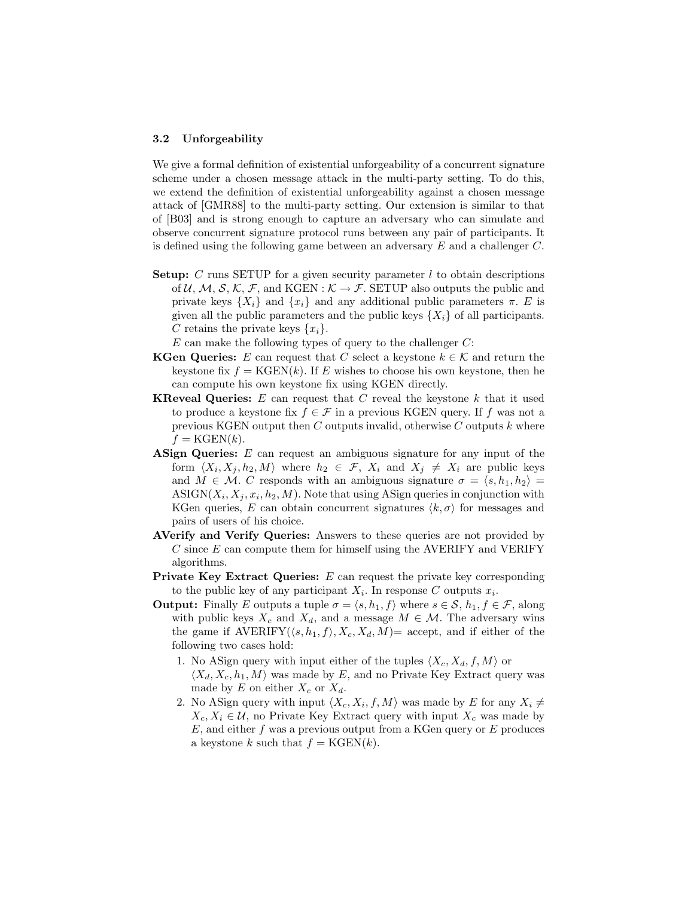### 3.2 Unforgeability

We give a formal definition of existential unforgeability of a concurrent signature scheme under a chosen message attack in the multi-party setting. To do this, we extend the definition of existential unforgeability against a chosen message attack of [GMR88] to the multi-party setting. Our extension is similar to that of [B03] and is strong enough to capture an adversary who can simulate and observe concurrent signature protocol runs between any pair of participants. It is defined using the following game between an adversary $E$ and a challenger $C$.

**Setup:** $C$ runs SETUP for a given security parameter $l$ to obtain descriptions of $\mathcal{U}$, $\mathcal{M}$, $\mathcal{S}$, $\mathcal{K}$, $\mathcal{F}$, and $\text{KGEN} : \mathcal{K} \to \mathcal{F}$. SETUP also outputs the public and private keys $\{X_i\}$ and $\{x_i\}$ and any additional public parameters $\pi$. $E$ is given all the public parameters and the public keys $\{X_i\}$ of all participants. $C$ retains the private keys $\{x_i\}$.

$E$ can make the following types of query to the challenger $C$:

**KGen Queries:** $E$ can request that $C$ select a keystone $k \in \mathcal{K}$ and return the keystone fix $f = \text{KGEN}(k)$. If $E$ wishes to choose his own keystone, then he can compute his own keystone fix using KGEN directly.

**KReveal Queries:** $E$ can request that $C$ reveal the keystone $k$ that it used to produce a keystone fix $f \in \mathcal{F}$ in a previous KGEN query. If $f$ was not a previous KGEN output then $C$ outputs invalid, otherwise $C$ outputs $k$ where $f = \text{KGEN}(k)$.

**ASign Queries:** $E$ can request an ambiguous signature for any input of the form $\langle X_i, X_j, h_2, M\rangle$ where $h_2 \in \mathcal{F}$, $X_i$ and $X_j \neq X_i$ are public keys and $M \in \mathcal{M}$. $C$ responds with an ambiguous signature $\sigma = \langle s, h_1, h_2\rangle = \text{ASIGN}(X_i, X_j, x_i, h_2, M)$. Note that using ASign queries in conjunction with KGen queries, $E$ can obtain concurrent signatures $\langle k, \sigma\rangle$ for messages and pairs of users of his choice.

**AVerify and Verify Queries:** Answers to these queries are not provided by $C$ since $E$ can compute them for himself using the AVERIFY and VERIFY algorithms.

**Private Key Extract Queries:** $E$ can request the private key corresponding to the public key of any participant $X_i$. In response $C$ outputs $x_i$.

**Output:** Finally $E$ outputs a tuple $\sigma = \langle s, h_1, f\rangle$ where $s \in \mathcal{S}$, $h_1, f \in \mathcal{F}$, along with public keys $X_c$ and $X_d$, and a message $M \in \mathcal{M}$. The adversary wins the game if $\text{AVERIFY}(\langle s, h_1, f\rangle, X_c, X_d, M)$= accept, and if either of the following two cases hold:

1. No ASign query with input either of the tuples $\langle X_c, X_d, f, M\rangle$ or $\langle X_d, X_c, h_1, M\rangle$ was made by $E$, and no Private Key Extract query was made by $E$ on either $X_c$ or $X_d$.
2. No ASign query with input $\langle X_c, X_i, f, M\rangle$ was made by $E$ for any $X_i \neq X_c, X_i \in \mathcal{U}$, no Private Key Extract query with input $X_c$ was made by $E$, and either $f$ was a previous output from a KGen query or $E$ produces a keystone $k$ such that $f = \text{KGEN}(k)$.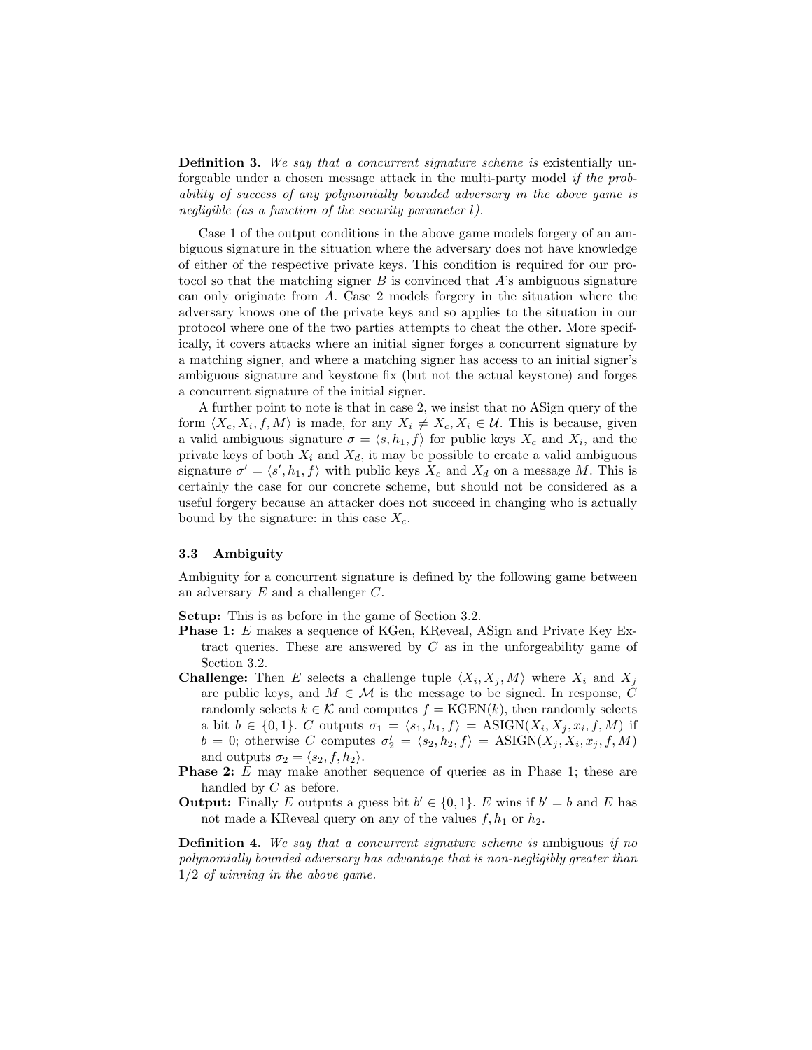**Definition 3.** *We say that a concurrent signature scheme is* existentially unforgeable under a chosen message attack in the multi-party model *if the probability of success of any polynomially bounded adversary in the above game is negligible (as a function of the security parameter $l$).*

Case 1 of the output conditions in the above game models forgery of an ambiguous signature in the situation where the adversary does not have knowledge of either of the respective private keys. This condition is required for our protocol so that the matching signer $B$ is convinced that $A$'s ambiguous signature can only originate from $A$. Case 2 models forgery in the situation where the adversary knows one of the private keys and so applies to the situation in our protocol where one of the two parties attempts to cheat the other. More specifically, it covers attacks where an initial signer forges a concurrent signature by a matching signer, and where a matching signer has access to an initial signer's ambiguous signature and keystone fix (but not the actual keystone) and forges a concurrent signature of the initial signer.

A further point to note is that in case 2, we insist that no ASign query of the form $\langle X_c, X_i, f, M\rangle$ is made, for any $X_i \neq X_c, X_i \in \mathcal{U}$. This is because, given a valid ambiguous signature $\sigma = \langle s, h_1, f\rangle$ for public keys $X_c$ and $X_i$, and the private keys of both $X_i$ and $X_d$, it may be possible to create a valid ambiguous signature $\sigma' = \langle s', h_1, f\rangle$ with public keys $X_c$ and $X_d$ on a message $M$. This is certainly the case for our concrete scheme, but should not be considered as a useful forgery because an attacker does not succeed in changing who is actually bound by the signature: in this case $X_c$.

### 3.3 Ambiguity

Ambiguity for a concurrent signature is defined by the following game between an adversary $E$ and a challenger $C$.

**Setup:** This is as before in the game of Section 3.2.

**Phase 1:** $E$ makes a sequence of KGen, KReveal, ASign and Private Key Extract queries. These are answered by $C$ as in the unforgeability game of Section 3.2.

**Challenge:** Then $E$ selects a challenge tuple $\langle X_i, X_j, M\rangle$ where $X_i$ and $X_j$ are public keys, and $M \in \mathcal{M}$ is the message to be signed. In response, $C$ randomly selects $k \in \mathcal{K}$ and computes $f = \mathrm{KGEN}(k)$, then randomly selects a bit $b \in \{0,1\}$. $C$ outputs $\sigma_1 = \langle s_1, h_1, f\rangle = \mathrm{ASIGN}(X_i, X_j, x_i, f, M)$ if $b = 0$; otherwise $C$ computes $\sigma_2' = \langle s_2, h_2, f\rangle = \mathrm{ASIGN}(X_j, X_i, x_j, f, M)$ and outputs $\sigma_2 = \langle s_2, f, h_2\rangle$.

**Phase 2:** $E$ may make another sequence of queries as in Phase 1; these are handled by $C$ as before.

**Output:** Finally $E$ outputs a guess bit $b' \in \{0,1\}$. $E$ wins if $b' = b$ and $E$ has not made a KReveal query on any of the values $f, h_1$ or $h_2$.

**Definition 4.** *We say that a concurrent signature scheme is* ambiguous *if no polynomially bounded adversary has advantage that is non-negligibly greater than 1/2 of winning in the above game.*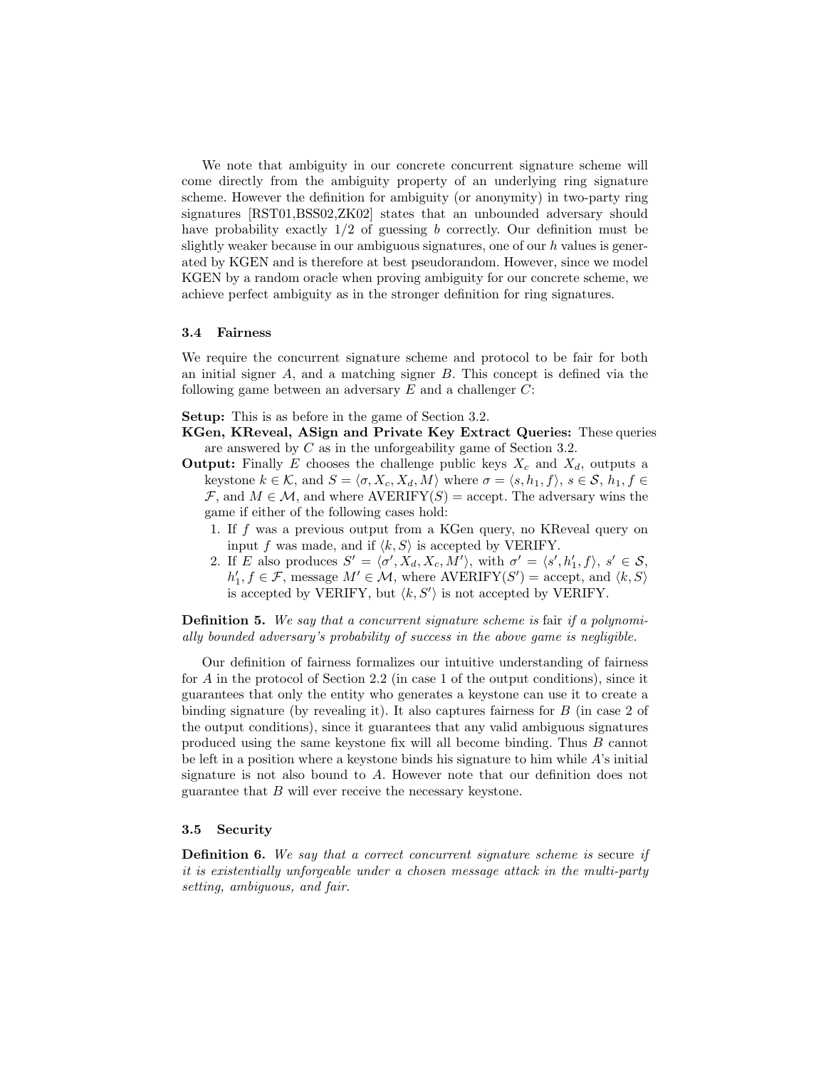We note that ambiguity in our concrete concurrent signature scheme will come directly from the ambiguity property of an underlying ring signature scheme. However the definition for ambiguity (or anonymity) in two-party ring signatures [RST01,BSS02,ZK02] states that an unbounded adversary should have probability exactly 1/2 of guessing $b$ correctly. Our definition must be slightly weaker because in our ambiguous signatures, one of our $h$ values is generated by KGEN and is therefore at best pseudorandom. However, since we model KGEN by a random oracle when proving ambiguity for our concrete scheme, we achieve perfect ambiguity as in the stronger definition for ring signatures.

### 3.4 Fairness

We require the concurrent signature scheme and protocol to be fair for both an initial signer $A$, and a matching signer $B$. This concept is defined via the following game between an adversary $E$ and a challenger $C$:

**Setup:** This is as before in the game of Section 3.2.

**KGen, KReveal, ASign and Private Key Extract Queries:** These queries are answered by $C$ as in the unforgeability game of Section 3.2.

**Output:** Finally $E$ chooses the challenge public keys $X_c$ and $X_d$, outputs a keystone $k \in \mathcal{K}$, and $S = \langle \sigma, X_c, X_d, M \rangle$ where $\sigma = \langle s, h_1, f \rangle$, $s \in \mathcal{S}$, $h_1, f \in \mathcal{F}$, and $M \in \mathcal{M}$, and where AVERIFY$(S)$ = accept. The adversary wins the game if either of the following cases hold:

1. If $f$ was a previous output from a KGen query, no KReveal query on input $f$ was made, and if $\langle k, S \rangle$ is accepted by VERIFY.
2. If $E$ also produces $S' = \langle \sigma', X_d, X_c, M' \rangle$, with $\sigma' = \langle s', h'_1, f \rangle$, $s' \in \mathcal{S}$, $h'_1, f \in \mathcal{F}$, message $M' \in \mathcal{M}$, where AVERIFY$(S')$ = accept, and $\langle k, S \rangle$ is accepted by VERIFY, but $\langle k, S' \rangle$ is not accepted by VERIFY.

**Definition 5.** *We say that a concurrent signature scheme is* fair *if a polynomially bounded adversary's probability of success in the above game is negligible.*

Our definition of fairness formalizes our intuitive understanding of fairness for $A$ in the protocol of Section 2.2 (in case 1 of the output conditions), since it guarantees that only the entity who generates a keystone can use it to create a binding signature (by revealing it). It also captures fairness for $B$ (in case 2 of the output conditions), since it guarantees that any valid ambiguous signatures produced using the same keystone fix will all become binding. Thus $B$ cannot be left in a position where a keystone binds his signature to him while $A$'s initial signature is not also bound to $A$. However note that our definition does not guarantee that $B$ will ever receive the necessary keystone.

### 3.5 Security

**Definition 6.** *We say that a correct concurrent signature scheme is* secure *if it is existentially unforgeable under a chosen message attack in the multi-party setting, ambiguous, and fair.*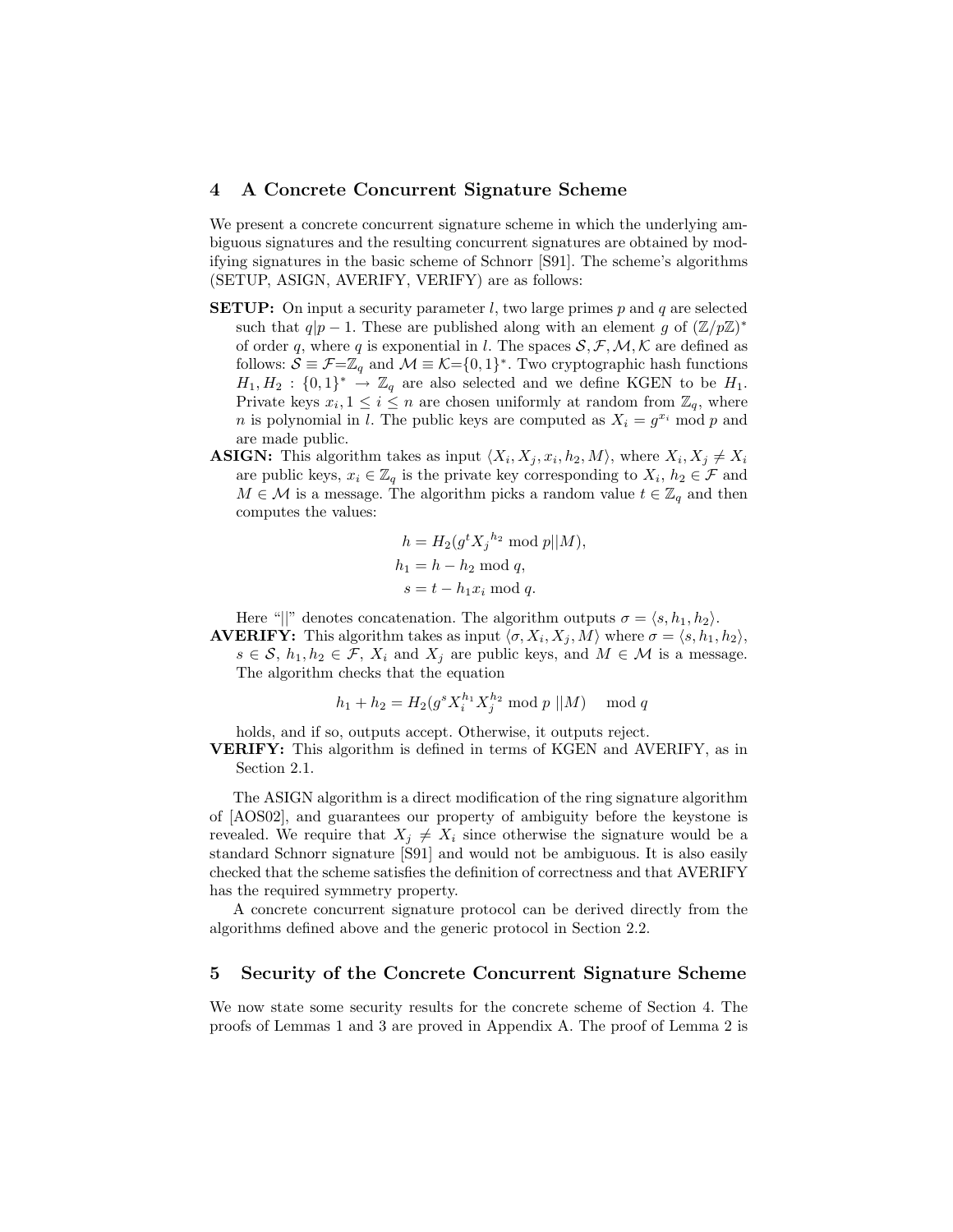## 4 A Concrete Concurrent Signature Scheme

We present a concrete concurrent signature scheme in which the underlying ambiguous signatures and the resulting concurrent signatures are obtained by modifying signatures in the basic scheme of Schnorr [S91]. The scheme's algorithms (SETUP, ASIGN, AVERIFY, VERIFY) are as follows:

**SETUP:** On input a security parameter $l$, two large primes $p$ and $q$ are selected such that $q|p-1$. These are published along with an element $g$ of $(\mathbb{Z}/p\mathbb{Z})^*$ of order $q$, where $q$ is exponential in $l$. The spaces $\mathcal{S}, \mathcal{F}, \mathcal{M}, \mathcal{K}$ are defined as follows: $\mathcal{S} \equiv \mathcal{F} = \mathbb{Z}_q$ and $\mathcal{M} \equiv \mathcal{K} = \{0,1\}^*$. Two cryptographic hash functions $H_1, H_2 : \{0,1\}^* \to \mathbb{Z}_q$ are also selected and we define KGEN to be $H_1$. Private keys $x_i, 1 \leq i \leq n$ are chosen uniformly at random from $\mathbb{Z}_q$, where $n$ is polynomial in $l$. The public keys are computed as $X_i = g^{x_i} \bmod p$ and are made public.

**ASIGN:** This algorithm takes as input $\langle X_i, X_j, x_i, h_2, M \rangle$, where $X_i, X_j \neq X_i$ are public keys, $x_i \in \mathbb{Z}_q$ is the private key corresponding to $X_i$, $h_2 \in \mathcal{F}$ and $M \in \mathcal{M}$ is a message. The algorithm picks a random value $t \in \mathbb{Z}_q$ and then computes the values:

$$h = H_2(g^t {X_j}^{h_2} \bmod p || M),$$
$$h_1 = h - h_2 \bmod q,$$
$$s = t - h_1 x_i \bmod q.$$

Here "$||$" denotes concatenation. The algorithm outputs $\sigma = \langle s, h_1, h_2 \rangle$.

**AVERIFY:** This algorithm takes as input $\langle \sigma, X_i, X_j, M \rangle$ where $\sigma = \langle s, h_1, h_2 \rangle$, $s \in \mathcal{S}$, $h_1, h_2 \in \mathcal{F}$, $X_i$ and $X_j$ are public keys, and $M \in \mathcal{M}$ is a message. The algorithm checks that the equation

$$h_1 + h_2 = H_2(g^s X_i^{h_1} X_j^{h_2} \bmod p \; || M) \quad \bmod q$$

holds, and if so, outputs accept. Otherwise, it outputs reject.

**VERIFY:** This algorithm is defined in terms of KGEN and AVERIFY, as in Section 2.1.

The ASIGN algorithm is a direct modification of the ring signature algorithm of [AOS02], and guarantees our property of ambiguity before the keystone is revealed. We require that $X_j \neq X_i$ since otherwise the signature would be a standard Schnorr signature [S91] and would not be ambiguous. It is also easily checked that the scheme satisfies the definition of correctness and that AVERIFY has the required symmetry property.

A concrete concurrent signature protocol can be derived directly from the algorithms defined above and the generic protocol in Section 2.2.

## 5 Security of the Concrete Concurrent Signature Scheme

We now state some security results for the concrete scheme of Section 4. The proofs of Lemmas 1 and 3 are proved in Appendix A. The proof of Lemma 2 is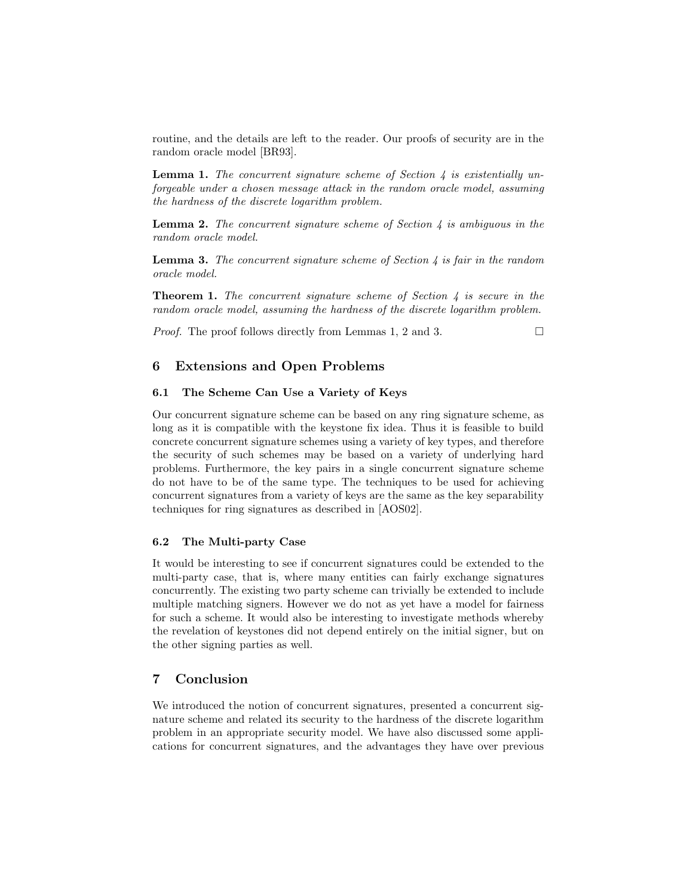routine, and the details are left to the reader. Our proofs of security are in the random oracle model [BR93].

**Lemma 1.** *The concurrent signature scheme of Section 4 is existentially unforgeable under a chosen message attack in the random oracle model, assuming the hardness of the discrete logarithm problem.*

**Lemma 2.** *The concurrent signature scheme of Section 4 is ambiguous in the random oracle model.*

**Lemma 3.** *The concurrent signature scheme of Section 4 is fair in the random oracle model.*

**Theorem 1.** *The concurrent signature scheme of Section 4 is secure in the random oracle model, assuming the hardness of the discrete logarithm problem.*

*Proof.* The proof follows directly from Lemmas 1, 2 and 3. □

## 6 Extensions and Open Problems

### 6.1 The Scheme Can Use a Variety of Keys

Our concurrent signature scheme can be based on any ring signature scheme, as long as it is compatible with the keystone fix idea. Thus it is feasible to build concrete concurrent signature schemes using a variety of key types, and therefore the security of such schemes may be based on a variety of underlying hard problems. Furthermore, the key pairs in a single concurrent signature scheme do not have to be of the same type. The techniques to be used for achieving concurrent signatures from a variety of keys are the same as the key separability techniques for ring signatures as described in [AOS02].

### 6.2 The Multi-party Case

It would be interesting to see if concurrent signatures could be extended to the multi-party case, that is, where many entities can fairly exchange signatures concurrently. The existing two party scheme can trivially be extended to include multiple matching signers. However we do not as yet have a model for fairness for such a scheme. It would also be interesting to investigate methods whereby the revelation of keystones did not depend entirely on the initial signer, but on the other signing parties as well.

## 7 Conclusion

We introduced the notion of concurrent signatures, presented a concurrent signature scheme and related its security to the hardness of the discrete logarithm problem in an appropriate security model. We have also discussed some applications for concurrent signatures, and the advantages they have over previous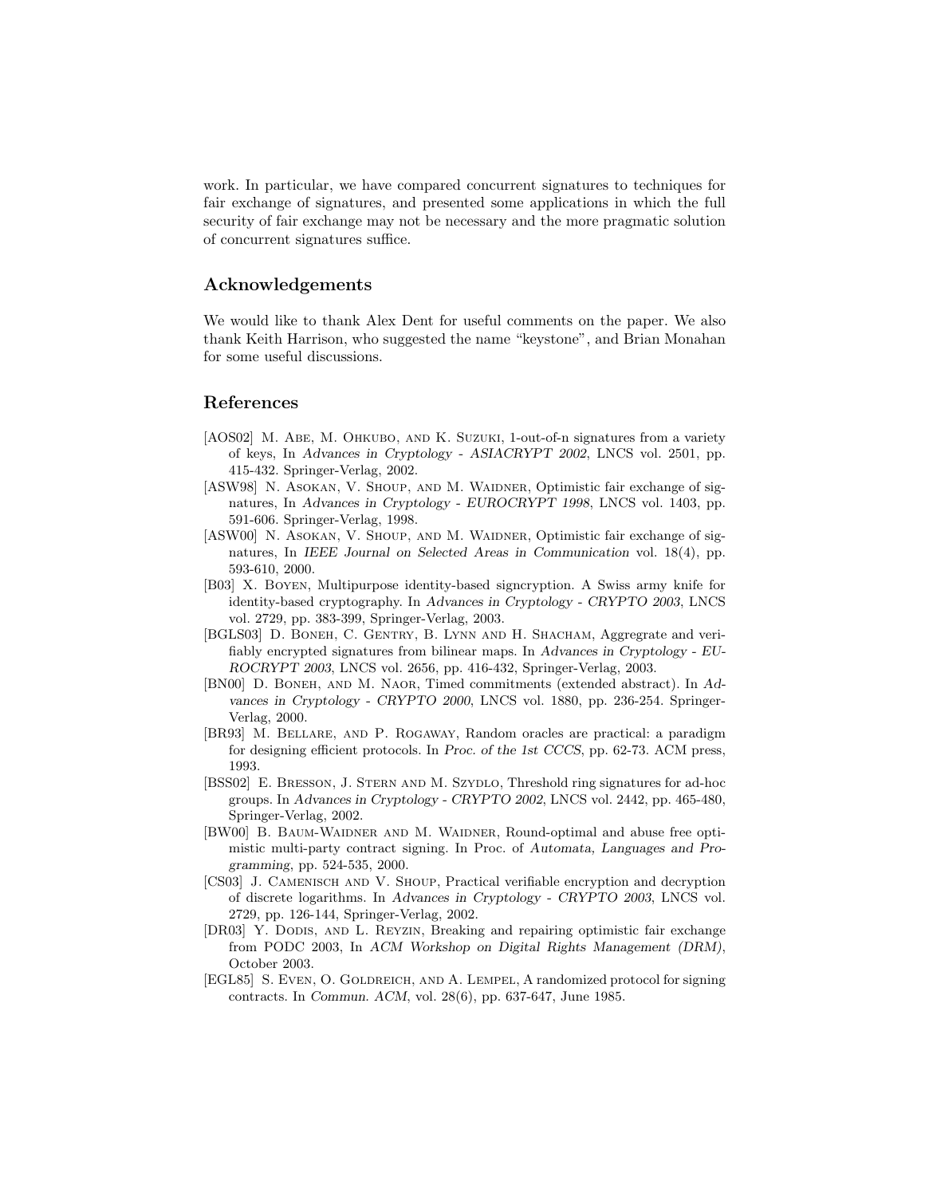work. In particular, we have compared concurrent signatures to techniques for fair exchange of signatures, and presented some applications in which the full security of fair exchange may not be necessary and the more pragmatic solution of concurrent signatures suffice.

## Acknowledgements

We would like to thank Alex Dent for useful comments on the paper. We also thank Keith Harrison, who suggested the name "keystone", and Brian Monahan for some useful discussions.

## References

[AOS02] M. Abe, M. Ohkubo, and K. Suzuki, 1-out-of-n signatures from a variety of keys, In *Advances in Cryptology - ASIACRYPT 2002*, LNCS vol. 2501, pp. 415-432. Springer-Verlag, 2002.

[ASW98] N. Asokan, V. Shoup, and M. Waidner, Optimistic fair exchange of signatures, In *Advances in Cryptology - EUROCRYPT 1998*, LNCS vol. 1403, pp. 591-606. Springer-Verlag, 1998.

[ASW00] N. Asokan, V. Shoup, and M. Waidner, Optimistic fair exchange of signatures, In *IEEE Journal on Selected Areas in Communication* vol. 18(4), pp. 593-610, 2000.

[B03] X. Boyen, Multipurpose identity-based signcryption. A Swiss army knife for identity-based cryptography. In *Advances in Cryptology - CRYPTO 2003*, LNCS vol. 2729, pp. 383-399, Springer-Verlag, 2003.

[BGLS03] D. Boneh, C. Gentry, B. Lynn and H. Shacham, Aggregrate and verifiably encrypted signatures from bilinear maps. In *Advances in Cryptology - EUROCRYPT 2003*, LNCS vol. 2656, pp. 416-432, Springer-Verlag, 2003.

[BN00] D. Boneh, and M. Naor, Timed commitments (extended abstract). In *Advances in Cryptology - CRYPTO 2000*, LNCS vol. 1880, pp. 236-254. Springer-Verlag, 2000.

[BR93] M. Bellare, and P. Rogaway, Random oracles are practical: a paradigm for designing efficient protocols. In *Proc. of the 1st CCCS*, pp. 62-73. ACM press, 1993.

[BSS02] E. Bresson, J. Stern and M. Szydlo, Threshold ring signatures for ad-hoc groups. In *Advances in Cryptology - CRYPTO 2002*, LNCS vol. 2442, pp. 465-480, Springer-Verlag, 2002.

[BW00] B. Baum-Waidner and M. Waidner, Round-optimal and abuse free optimistic multi-party contract signing. In Proc. of *Automata, Languages and Programming*, pp. 524-535, 2000.

[CS03] J. Camenisch and V. Shoup, Practical verifiable encryption and decryption of discrete logarithms. In *Advances in Cryptology - CRYPTO 2003*, LNCS vol. 2729, pp. 126-144, Springer-Verlag, 2002.

[DR03] Y. Dodis, and L. Reyzin, Breaking and repairing optimistic fair exchange from PODC 2003, In *ACM Workshop on Digital Rights Management (DRM)*, October 2003.

[EGL85] S. Even, O. Goldreich, and A. Lempel, A randomized protocol for signing contracts. In *Commun. ACM*, vol. 28(6), pp. 637-647, June 1985.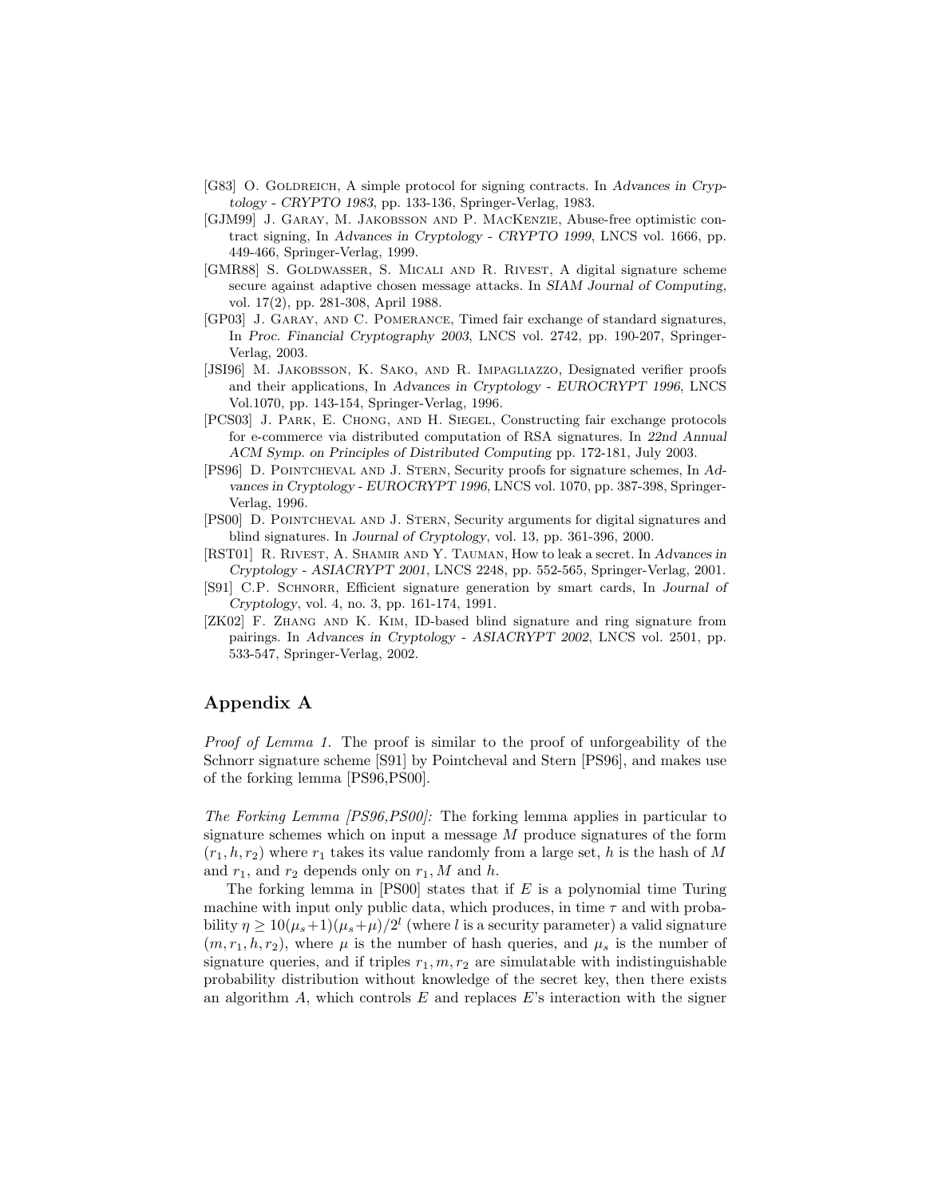- [G83] O. Goldreich, A simple protocol for signing contracts. In *Advances in Cryptology - CRYPTO 1983*, pp. 133-136, Springer-Verlag, 1983.
- [GJM99] J. Garay, M. Jakobsson and P. MacKenzie, Abuse-free optimistic contract signing, In *Advances in Cryptology - CRYPTO 1999*, LNCS vol. 1666, pp. 449-466, Springer-Verlag, 1999.
- [GMR88] S. Goldwasser, S. Micali and R. Rivest, A digital signature scheme secure against adaptive chosen message attacks. In *SIAM Journal of Computing*, vol. 17(2), pp. 281-308, April 1988.
- [GP03] J. Garay, and C. Pomerance, Timed fair exchange of standard signatures, In *Proc. Financial Cryptography 2003*, LNCS vol. 2742, pp. 190-207, Springer-Verlag, 2003.
- [JSI96] M. Jakobsson, K. Sako, and R. Impagliazzo, Designated verifier proofs and their applications, In *Advances in Cryptology - EUROCRYPT 1996*, LNCS Vol.1070, pp. 143-154, Springer-Verlag, 1996.
- [PCS03] J. Park, E. Chong, and H. Siegel, Constructing fair exchange protocols for e-commerce via distributed computation of RSA signatures. In *22nd Annual ACM Symp. on Principles of Distributed Computing* pp. 172-181, July 2003.
- [PS96] D. Pointcheval and J. Stern, Security proofs for signature schemes, In *Advances in Cryptology - EUROCRYPT 1996*, LNCS vol. 1070, pp. 387-398, Springer-Verlag, 1996.
- [PS00] D. Pointcheval and J. Stern, Security arguments for digital signatures and blind signatures. In *Journal of Cryptology*, vol. 13, pp. 361-396, 2000.
- [RST01] R. Rivest, A. Shamir and Y. Tauman, How to leak a secret. In *Advances in Cryptology - ASIACRYPT 2001*, LNCS 2248, pp. 552-565, Springer-Verlag, 2001.
- [S91] C.P. Schnorr, Efficient signature generation by smart cards, In *Journal of Cryptology*, vol. 4, no. 3, pp. 161-174, 1991.
- [ZK02] F. Zhang and K. Kim, ID-based blind signature and ring signature from pairings. In *Advances in Cryptology - ASIACRYPT 2002*, LNCS vol. 2501, pp. 533-547, Springer-Verlag, 2002.

## Appendix A

*Proof of Lemma 1.* The proof is similar to the proof of unforgeability of the Schnorr signature scheme [S91] by Pointcheval and Stern [PS96], and makes use of the forking lemma [PS96,PS00].

*The Forking Lemma [PS96,PS00]:* The forking lemma applies in particular to signature schemes which on input a message $M$ produce signatures of the form $(r_1, h, r_2)$ where $r_1$ takes its value randomly from a large set, $h$ is the hash of $M$ and $r_1$, and $r_2$ depends only on $r_1, M$ and $h$.

The forking lemma in [PS00] states that if $E$ is a polynomial time Turing machine with input only public data, which produces, in time $\tau$ and with probability $\eta \geq 10(\mu_s+1)(\mu_s+\mu)/2^l$ (where $l$ is a security parameter) a valid signature $(m, r_1, h, r_2)$, where $\mu$ is the number of hash queries, and $\mu_s$ is the number of signature queries, and if triples $r_1, m, r_2$ are simulatable with indistinguishable probability distribution without knowledge of the secret key, then there exists an algorithm $A$, which controls $E$ and replaces $E$'s interaction with the signer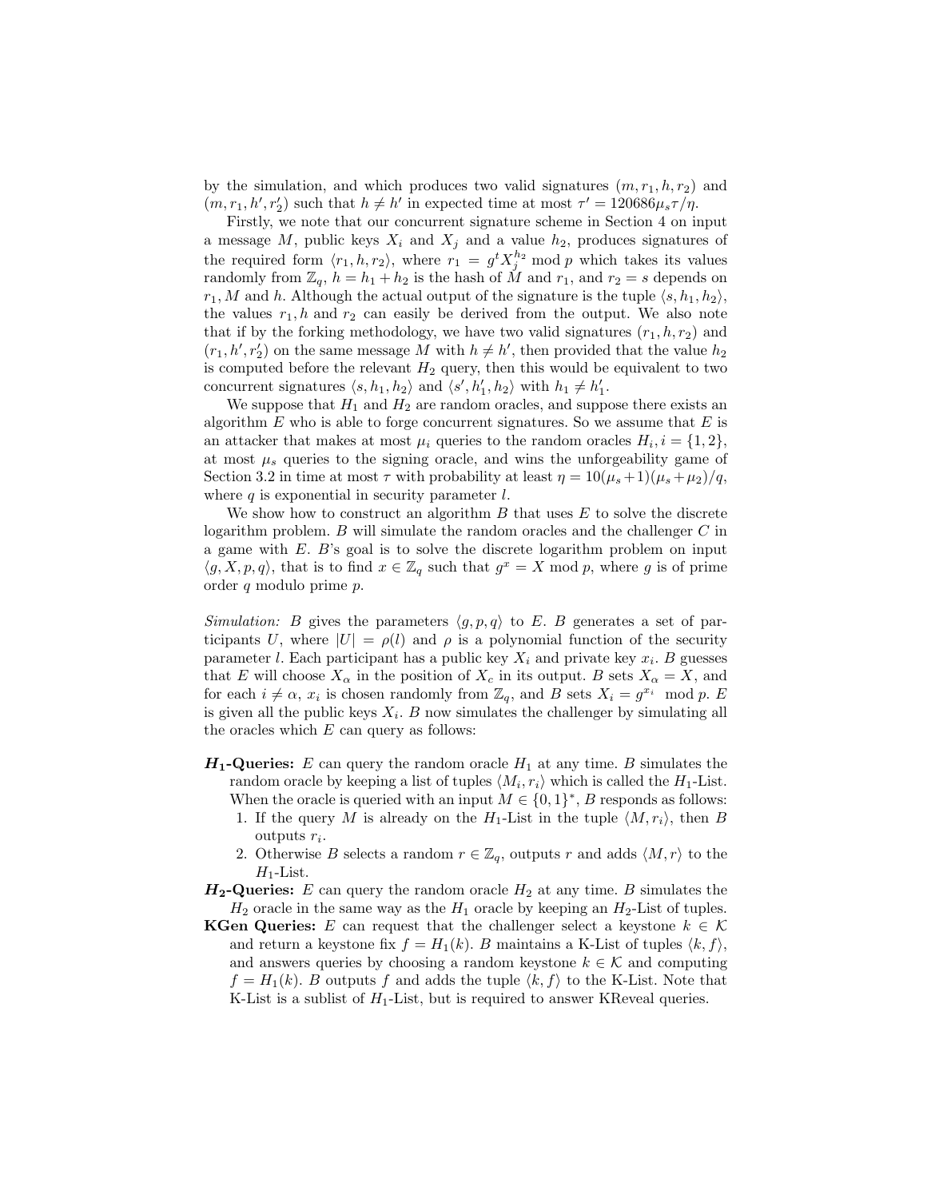by the simulation, and which produces two valid signatures $(m, r_1, h, r_2)$ and $(m, r_1, h', r_2')$ such that $h \neq h'$ in expected time at most $\tau' = 120686\mu_s\tau/\eta$.

Firstly, we note that our concurrent signature scheme in Section 4 on input a message $M$, public keys $X_i$ and $X_j$ and a value $h_2$, produces signatures of the required form $\langle r_1, h, r_2\rangle$, where $r_1 = g^t X_j^{h_2} \bmod p$ which takes its values randomly from $\mathbb{Z}_q$, $h = h_1 + h_2$ is the hash of $M$ and $r_1$, and $r_2 = s$ depends on $r_1, M$ and $h$. Although the actual output of the signature is the tuple $\langle s, h_1, h_2\rangle$, the values $r_1, h$ and $r_2$ can easily be derived from the output. We also note that if by the forking methodology, we have two valid signatures $(r_1, h, r_2)$ and $(r_1, h', r_2')$ on the same message $M$ with $h \neq h'$, then provided that the value $h_2$ is computed before the relevant $H_2$ query, then this would be equivalent to two concurrent signatures $\langle s, h_1, h_2\rangle$ and $\langle s', h_1', h_2\rangle$ with $h_1 \neq h_1'$.

We suppose that $H_1$ and $H_2$ are random oracles, and suppose there exists an algorithm $E$ who is able to forge concurrent signatures. So we assume that $E$ is an attacker that makes at most $\mu_i$ queries to the random oracles $H_i, i = \{1, 2\}$, at most $\mu_s$ queries to the signing oracle, and wins the unforgeability game of Section 3.2 in time at most $\tau$ with probability at least $\eta = 10(\mu_s+1)(\mu_s+\mu_2)/q$, where $q$ is exponential in security parameter $l$.

We show how to construct an algorithm $B$ that uses $E$ to solve the discrete logarithm problem. $B$ will simulate the random oracles and the challenger $C$ in a game with $E$. $B$'s goal is to solve the discrete logarithm problem on input $\langle g, X, p, q\rangle$, that is to find $x \in \mathbb{Z}_q$ such that $g^x = X \bmod p$, where $g$ is of prime order $q$ modulo prime $p$.

*Simulation:* $B$ gives the parameters $\langle g, p, q\rangle$ to $E$. $B$ generates a set of participants $U$, where $|U| = \rho(l)$ and $\rho$ is a polynomial function of the security parameter $l$. Each participant has a public key $X_i$ and private key $x_i$. $B$ guesses that $E$ will choose $X_\alpha$ in the position of $X_c$ in its output. $B$ sets $X_\alpha = X$, and for each $i \neq \alpha$, $x_i$ is chosen randomly from $\mathbb{Z}_q$, and $B$ sets $X_i = g^{x_i} \bmod p$. $E$ is given all the public keys $X_i$. $B$ now simulates the challenger by simulating all the oracles which $E$ can query as follows:

**$H_1$-Queries:** $E$ can query the random oracle $H_1$ at any time. $B$ simulates the random oracle by keeping a list of tuples $\langle M_i, r_i\rangle$ which is called the $H_1$-List. When the oracle is queried with an input $M \in \{0,1\}^*$, $B$ responds as follows:

1. If the query $M$ is already on the $H_1$-List in the tuple $\langle M, r_i\rangle$, then $B$ outputs $r_i$.
2. Otherwise $B$ selects a random $r \in \mathbb{Z}_q$, outputs $r$ and adds $\langle M, r\rangle$ to the $H_1$-List.

**$H_2$-Queries:** $E$ can query the random oracle $H_2$ at any time. $B$ simulates the $H_2$ oracle in the same way as the $H_1$ oracle by keeping an $H_2$-List of tuples.

**KGen Queries:** $E$ can request that the challenger select a keystone $k \in \mathcal{K}$ and return a keystone fix $f = H_1(k)$. $B$ maintains a K-List of tuples $\langle k, f\rangle$, and answers queries by choosing a random keystone $k \in \mathcal{K}$ and computing $f = H_1(k)$. $B$ outputs $f$ and adds the tuple $\langle k, f\rangle$ to the K-List. Note that K-List is a sublist of $H_1$-List, but is required to answer KReveal queries.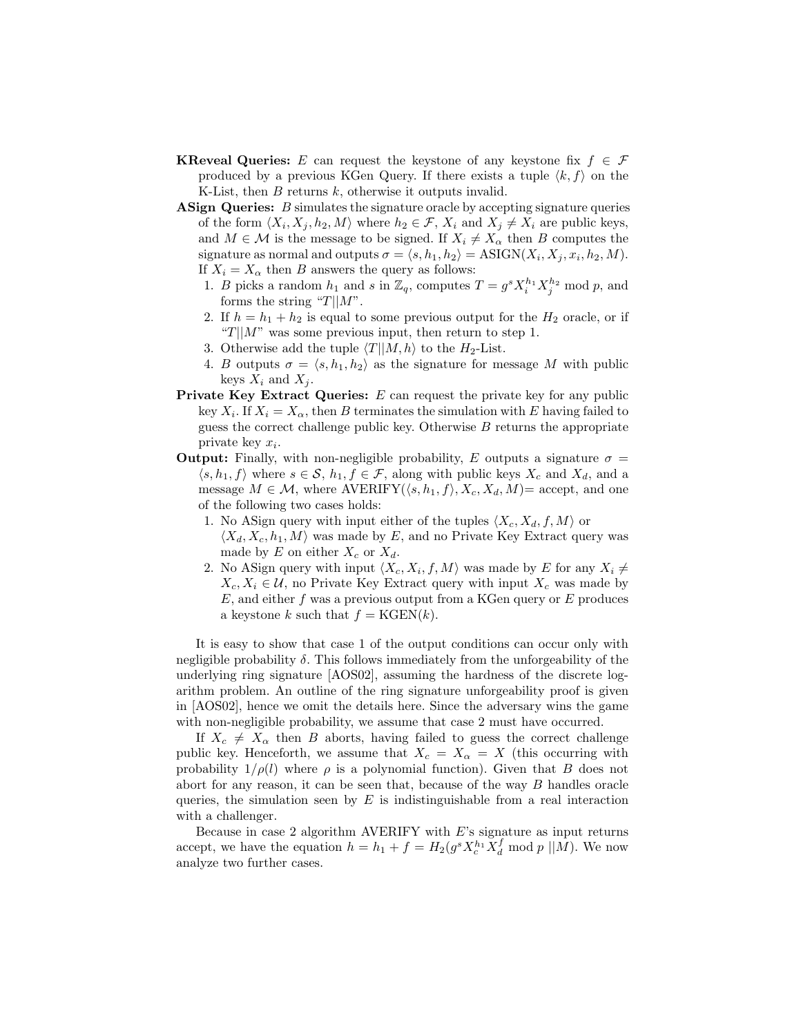**KReveal Queries:** $E$ can request the keystone of any keystone fix $f \in \mathcal{F}$ produced by a previous KGen Query. If there exists a tuple $\langle k, f \rangle$ on the K-List, then $B$ returns $k$, otherwise it outputs invalid.

**ASign Queries:** $B$ simulates the signature oracle by accepting signature queries of the form $\langle X_i, X_j, h_2, M \rangle$ where $h_2 \in \mathcal{F}$, $X_i$ and $X_j \neq X_i$ are public keys, and $M \in \mathcal{M}$ is the message to be signed. If $X_i \neq X_\alpha$ then $B$ computes the signature as normal and outputs $\sigma = \langle s, h_1, h_2 \rangle = \text{ASIGN}(X_i, X_j, x_i, h_2, M)$. If $X_i = X_\alpha$ then $B$ answers the query as follows:

1. $B$ picks a random $h_1$ and $s$ in $\mathbb{Z}_q$, computes $T = g^s X_i^{h_1} X_j^{h_2} \bmod p$, and forms the string "$T||M$".
2. If $h = h_1 + h_2$ is equal to some previous output for the $H_2$ oracle, or if "$T||M$" was some previous input, then return to step 1.
3. Otherwise add the tuple $\langle T||M, h \rangle$ to the $H_2$-List.
4. $B$ outputs $\sigma = \langle s, h_1, h_2 \rangle$ as the signature for message $M$ with public keys $X_i$ and $X_j$.

**Private Key Extract Queries:** $E$ can request the private key for any public key $X_i$. If $X_i = X_\alpha$, then $B$ terminates the simulation with $E$ having failed to guess the correct challenge public key. Otherwise $B$ returns the appropriate private key $x_i$.

**Output:** Finally, with non-negligible probability, $E$ outputs a signature $\sigma = \langle s, h_1, f \rangle$ where $s \in \mathcal{S}$, $h_1, f \in \mathcal{F}$, along with public keys $X_c$ and $X_d$, and a message $M \in \mathcal{M}$, where $\text{AVERIFY}(\langle s, h_1, f \rangle, X_c, X_d, M)$= accept, and one of the following two cases holds:

1. No ASign query with input either of the tuples $\langle X_c, X_d, f, M \rangle$ or $\langle X_d, X_c, h_1, M \rangle$ was made by $E$, and no Private Key Extract query was made by $E$ on either $X_c$ or $X_d$.
2. No ASign query with input $\langle X_c, X_i, f, M \rangle$ was made by $E$ for any $X_i \neq X_c, X_i \in \mathcal{U}$, no Private Key Extract query with input $X_c$ was made by $E$, and either $f$ was a previous output from a KGen query or $E$ produces a keystone $k$ such that $f = \text{KGEN}(k)$.

It is easy to show that case 1 of the output conditions can occur only with negligible probability $\delta$. This follows immediately from the unforgeability of the underlying ring signature [AOS02], assuming the hardness of the discrete logarithm problem. An outline of the ring signature unforgeability proof is given in [AOS02], hence we omit the details here. Since the adversary wins the game with non-negligible probability, we assume that case 2 must have occurred.

If $X_c \neq X_\alpha$ then $B$ aborts, having failed to guess the correct challenge public key. Henceforth, we assume that $X_c = X_\alpha = X$ (this occurring with probability $1/\rho(l)$ where $\rho$ is a polynomial function). Given that $B$ does not abort for any reason, it can be seen that, because of the way $B$ handles oracle queries, the simulation seen by $E$ is indistinguishable from a real interaction with a challenger.

Because in case 2 algorithm AVERIFY with $E$'s signature as input returns accept, we have the equation $h = h_1 + f = H_2(g^s X_c^{h_1} X_d^f \bmod p\ ||M)$. We now analyze two further cases.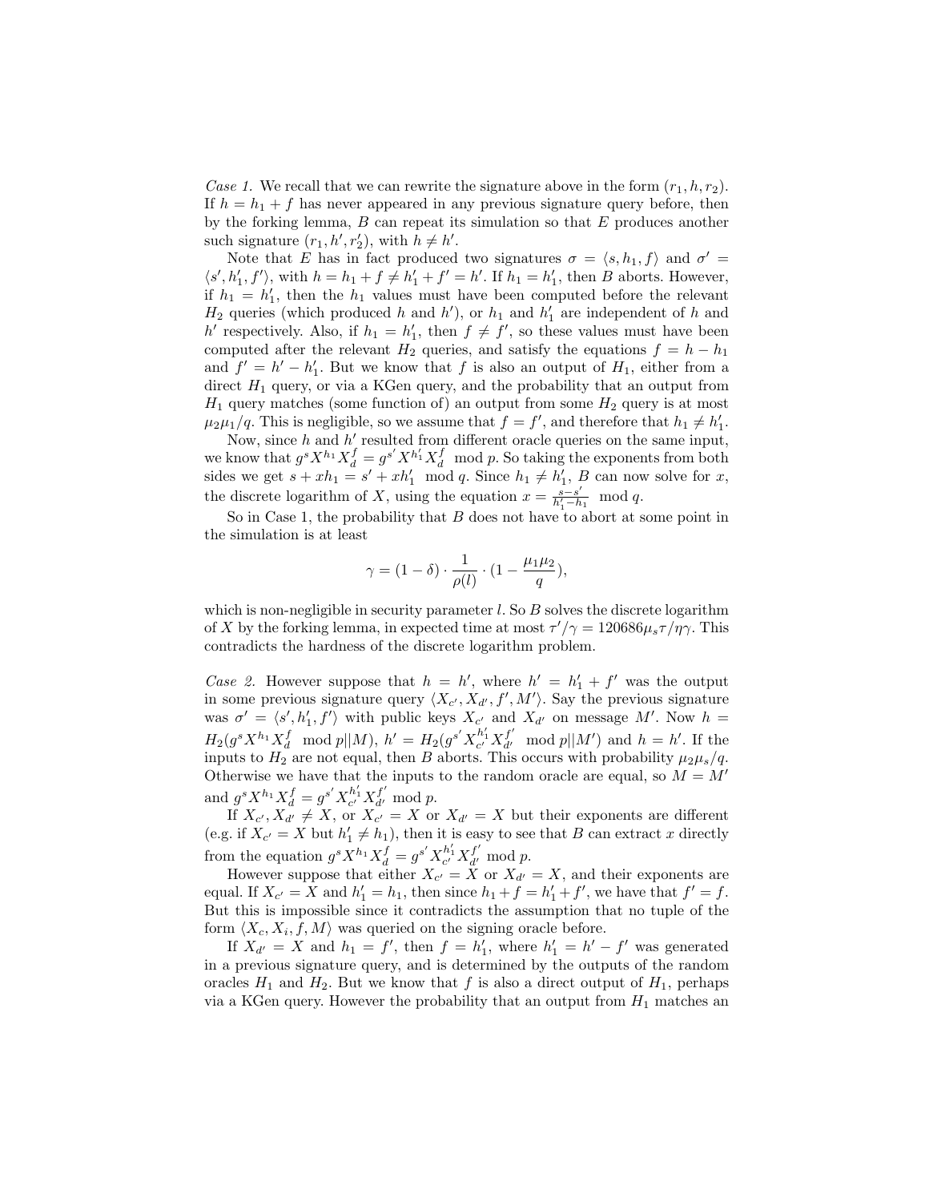*Case 1.* We recall that we can rewrite the signature above in the form $(r_1, h, r_2)$. If $h = h_1 + f$ has never appeared in any previous signature query before, then by the forking lemma, $B$ can repeat its simulation so that $E$ produces another such signature $(r_1, h', r_2')$, with $h \neq h'$.

Note that $E$ has in fact produced two signatures $\sigma = \langle s, h_1, f \rangle$ and $\sigma' = \langle s', h_1', f' \rangle$, with $h = h_1 + f \neq h_1' + f' = h'$. If $h_1 = h_1'$, then $B$ aborts. However, if $h_1 = h_1'$, then the $h_1$ values must have been computed before the relevant $H_2$ queries (which produced $h$ and $h'$), or $h_1$ and $h_1'$ are independent of $h$ and $h'$ respectively. Also, if $h_1 = h_1'$, then $f \neq f'$, so these values must have been computed after the relevant $H_2$ queries, and satisfy the equations $f = h - h_1$ and $f' = h' - h_1'$. But we know that $f$ is also an output of $H_1$, either from a direct $H_1$ query, or via a KGen query, and the probability that an output from $H_1$ query matches (some function of) an output from some $H_2$ query is at most $\mu_2 \mu_1 / q$. This is negligible, so we assume that $f = f'$, and therefore that $h_1 \neq h_1'$.

Now, since $h$ and $h'$ resulted from different oracle queries on the same input, we know that $g^s X^{h_1} X_d^f = g^{s'} X^{h_1'} X_d^f \mod p$. So taking the exponents from both sides we get $s + xh_1 = s' + xh_1' \mod q$. Since $h_1 \neq h_1'$, $B$ can now solve for $x$, the discrete logarithm of $X$, using the equation $x = \frac{s - s'}{h_1' - h_1} \mod q$.

So in Case 1, the probability that $B$ does not have to abort at some point in the simulation is at least

$$\gamma = (1 - \delta) \cdot \frac{1}{\rho(l)} \cdot (1 - \frac{\mu_1 \mu_2}{q}),$$

which is non-negligible in security parameter $l$. So $B$ solves the discrete logarithm of $X$ by the forking lemma, in expected time at most $\tau'/\gamma = 120686 \mu_s \tau / \eta \gamma$. This contradicts the hardness of the discrete logarithm problem.

*Case 2.* However suppose that $h = h'$, where $h' = h_1' + f'$ was the output in some previous signature query $\langle X_{c'}, X_{d'}, f', M' \rangle$. Say the previous signature was $\sigma' = \langle s', h_1', f' \rangle$ with public keys $X_{c'}$ and $X_{d'}$ on message $M'$. Now $h = H_2(g^s X^{h_1} X_d^f \mod p || M)$, $h' = H_2(g^{s'} X_{c'}^{h_1'} X_{d'}^{f'} \mod p || M')$ and $h = h'$. If the inputs to $H_2$ are not equal, then $B$ aborts. This occurs with probability $\mu_2 \mu_s / q$. Otherwise we have that the inputs to the random oracle are equal, so $M = M'$ and $g^s X^{h_1} X_d^f = g^{s'} X_{c'}^{h_1'} X_{d'}^{f'} \mod p$.

If $X_{c'}, X_{d'} \neq X$, or $X_{c'} = X$ or $X_{d'} = X$ but their exponents are different (e.g. if $X_{c'} = X$ but $h_1' \neq h_1$), then it is easy to see that $B$ can extract $x$ directly from the equation $g^s X^{h_1} X_d^f = g^{s'} X_{c'}^{h_1'} X_{d'}^{f'} \mod p$.

However suppose that either $X_{c'} = X$ or $X_{d'} = X$, and their exponents are equal. If $X_{c'} = X$ and $h_1' = h_1$, then since $h_1 + f = h_1' + f'$, we have that $f' = f$. But this is impossible since it contradicts the assumption that no tuple of the form $\langle X_c, X_i, f, M \rangle$ was queried on the signing oracle before.

If $X_{d'} = X$ and $h_1 = f'$, then $f = h_1'$, where $h_1' = h' - f'$ was generated in a previous signature query, and is determined by the outputs of the random oracles $H_1$ and $H_2$. But we know that $f$ is also a direct output of $H_1$, perhaps via a KGen query. However the probability that an output from $H_1$ matches an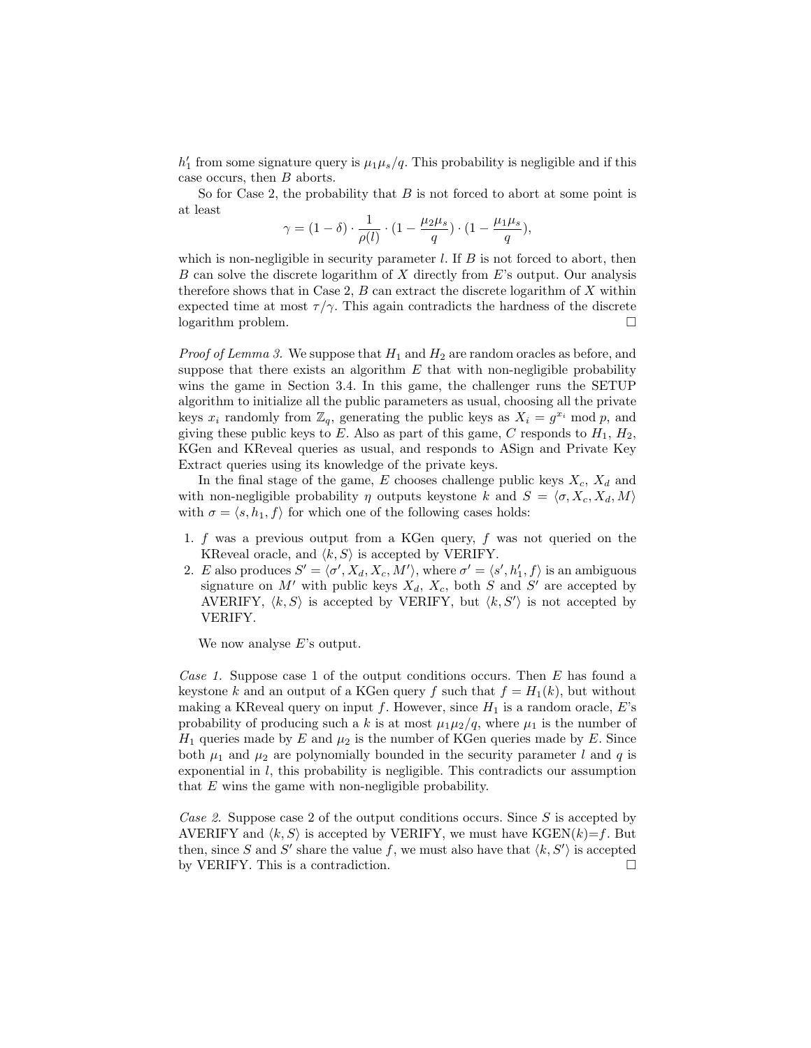$h'_1$ from some signature query is $\mu_1\mu_s/q$. This probability is negligible and if this case occurs, then $B$ aborts.

So for Case 2, the probability that $B$ is not forced to abort at some point is at least

$$\gamma = (1-\delta)\cdot\frac{1}{\rho(l)}\cdot(1-\frac{\mu_2\mu_s}{q})\cdot(1-\frac{\mu_1\mu_s}{q}),$$

which is non-negligible in security parameter $l$. If $B$ is not forced to abort, then $B$ can solve the discrete logarithm of $X$ directly from $E$'s output. Our analysis therefore shows that in Case 2, $B$ can extract the discrete logarithm of $X$ within expected time at most $\tau/\gamma$. This again contradicts the hardness of the discrete logarithm problem. □

*Proof of Lemma 3.* We suppose that $H_1$ and $H_2$ are random oracles as before, and suppose that there exists an algorithm $E$ that with non-negligible probability wins the game in Section 3.4. In this game, the challenger runs the SETUP algorithm to initialize all the public parameters as usual, choosing all the private keys $x_i$ randomly from $\mathbb{Z}_q$, generating the public keys as $X_i = g^{x_i} \bmod p$, and giving these public keys to $E$. Also as part of this game, $C$ responds to $H_1$, $H_2$, KGen and KReveal queries as usual, and responds to ASign and Private Key Extract queries using its knowledge of the private keys.

In the final stage of the game, $E$ chooses challenge public keys $X_c$, $X_d$ and with non-negligible probability $\eta$ outputs keystone $k$ and $S = \langle \sigma, X_c, X_d, M\rangle$ with $\sigma = \langle s, h_1, f\rangle$ for which one of the following cases holds:

1. $f$ was a previous output from a KGen query, $f$ was not queried on the KReveal oracle, and $\langle k, S\rangle$ is accepted by VERIFY.
2. $E$ also produces $S' = \langle \sigma', X_d, X_c, M'\rangle$, where $\sigma' = \langle s', h'_1, f\rangle$ is an ambiguous signature on $M'$ with public keys $X_d$, $X_c$, both $S$ and $S'$ are accepted by AVERIFY, $\langle k, S\rangle$ is accepted by VERIFY, but $\langle k, S'\rangle$ is not accepted by VERIFY.

We now analyse $E$'s output.

*Case 1.* Suppose case 1 of the output conditions occurs. Then $E$ has found a keystone $k$ and an output of a KGen query $f$ such that $f = H_1(k)$, but without making a KReveal query on input $f$. However, since $H_1$ is a random oracle, $E$'s probability of producing such a $k$ is at most $\mu_1\mu_2/q$, where $\mu_1$ is the number of $H_1$ queries made by $E$ and $\mu_2$ is the number of KGen queries made by $E$. Since both $\mu_1$ and $\mu_2$ are polynomially bounded in the security parameter $l$ and $q$ is exponential in $l$, this probability is negligible. This contradicts our assumption that $E$ wins the game with non-negligible probability.

*Case 2.* Suppose case 2 of the output conditions occurs. Since $S$ is accepted by AVERIFY and $\langle k, S\rangle$ is accepted by VERIFY, we must have KGEN($k$)=$f$. But then, since $S$ and $S'$ share the value $f$, we must also have that $\langle k, S'\rangle$ is accepted by VERIFY. This is a contradiction. □